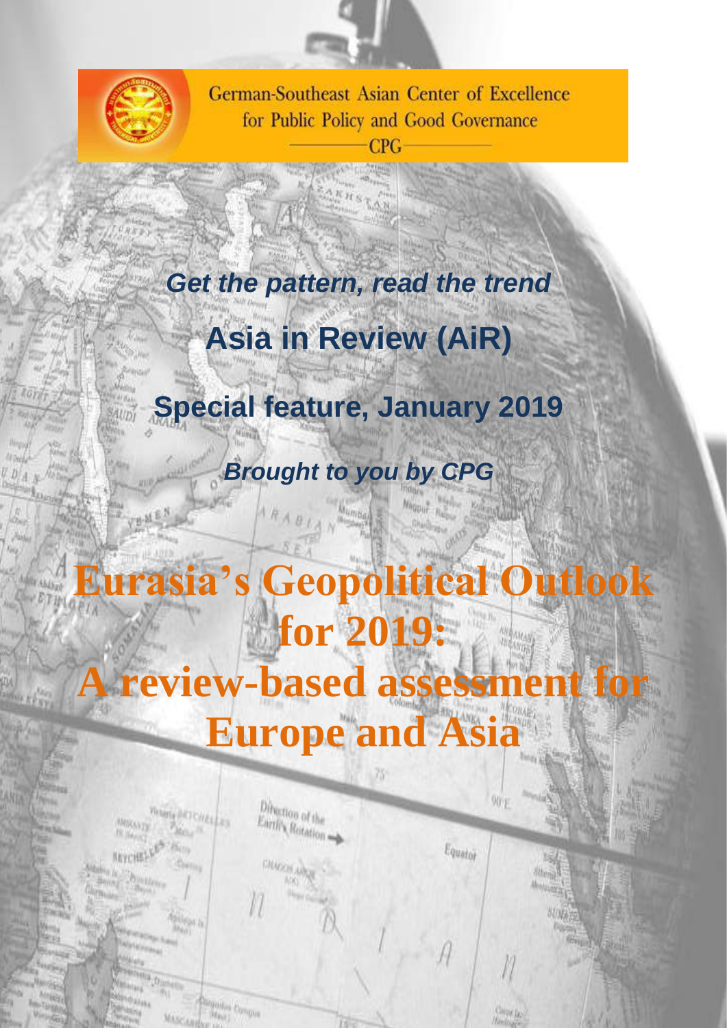German-Southeast Asian Center of Excellence for Public Policy and Good Governance

CPG

***Get the pattern, read the trend***

**Asia in Review (AiR)**

**Special feature, January 2019**

***Brought to you by CPG***

# Eurasia's Geopolitical Outlook for 2019: A review-based assessment for Europe and Asia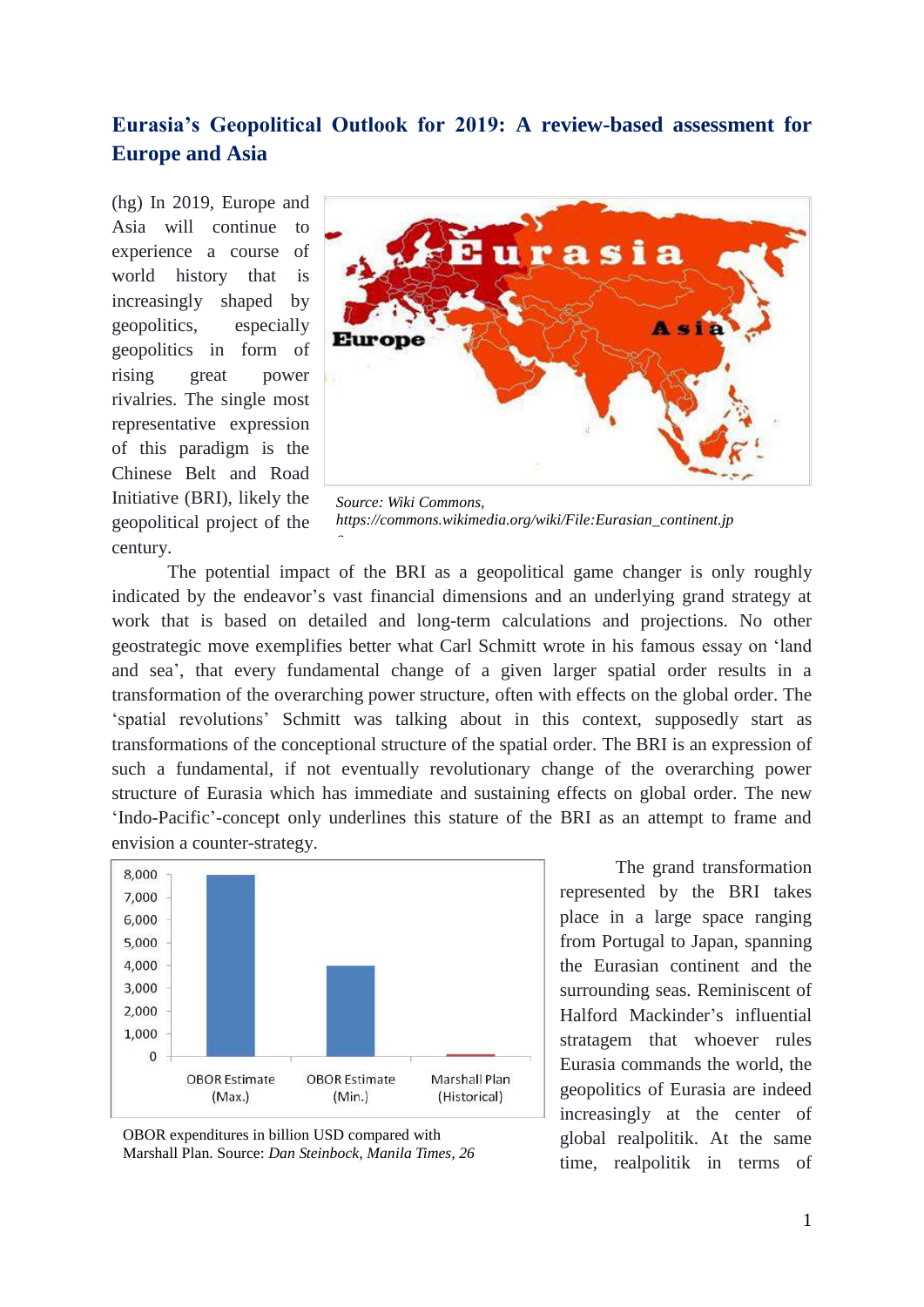## Eurasia's Geopolitical Outlook for 2019: A review-based assessment for Europe and Asia

(hg) In 2019, Europe and Asia will continue to experience a course of world history that is increasingly shaped by geopolitics, especially geopolitics in form of rising great power rivalries. The single most representative expression of this paradigm is the Chinese Belt and Road Initiative (BRI), likely the geopolitical project of the century.

*Source: Wiki Commons, https://commons.wikimedia.org/wiki/File:Eurasian_continent.jpg*

The potential impact of the BRI as a geopolitical game changer is only roughly indicated by the endeavor's vast financial dimensions and an underlying grand strategy at work that is based on detailed and long-term calculations and projections. No other geostrategic move exemplifies better what Carl Schmitt wrote in his famous essay on 'land and sea', that every fundamental change of a given larger spatial order results in a transformation of the overarching power structure, often with effects on the global order. The 'spatial revolutions' Schmitt was talking about in this context, supposedly start as transformations of the conceptional structure of the spatial order. The BRI is an expression of such a fundamental, if not eventually revolutionary change of the overarching power structure of Eurasia which has immediate and sustaining effects on global order. The new 'Indo-Pacific'-concept only underlines this stature of the BRI as an attempt to frame and envision a counter-strategy.

OBOR expenditures in billion USD compared with Marshall Plan. Source: *Dan Steinbock, Manila Times, 26*

The grand transformation represented by the BRI takes place in a large space ranging from Portugal to Japan, spanning the Eurasian continent and the surrounding seas. Reminiscent of Halford Mackinder's influential stratagem that whoever rules Eurasia commands the world, the geopolitics of Eurasia are indeed increasingly at the center of global realpolitik. At the same time, realpolitik in terms of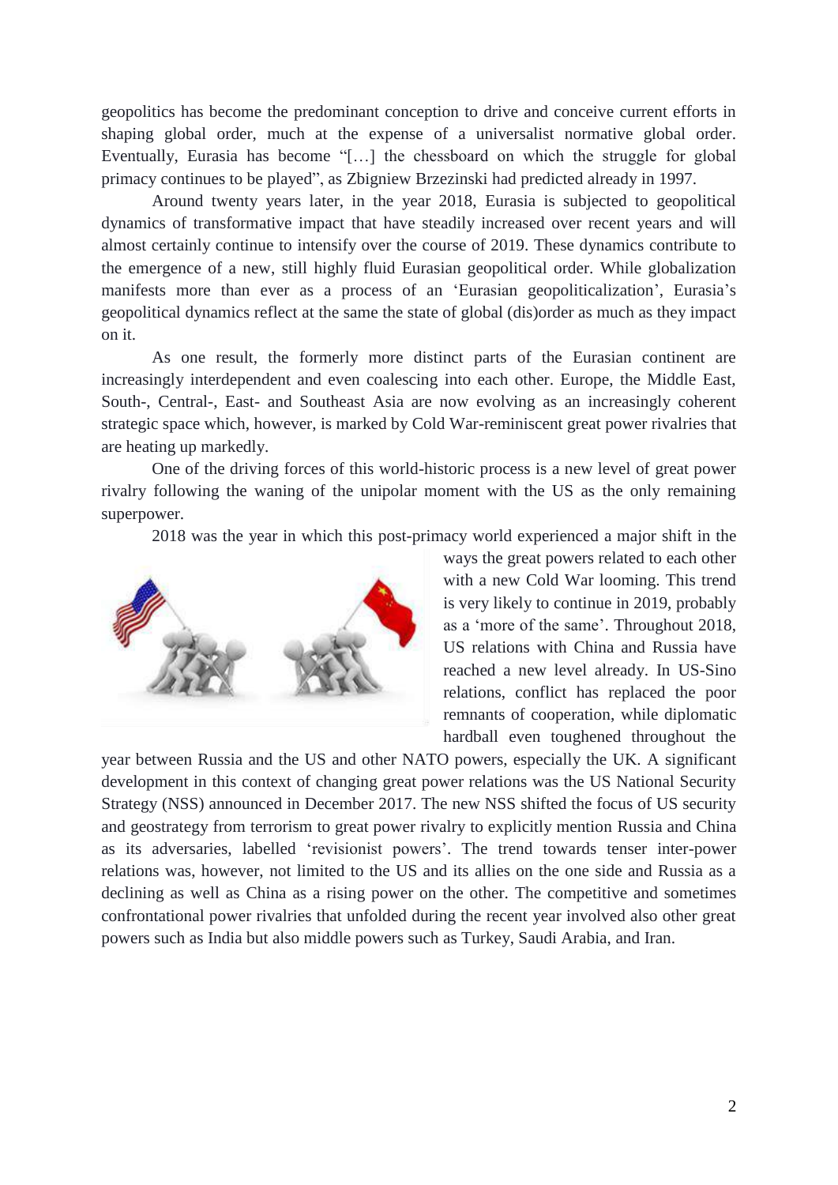geopolitics has become the predominant conception to drive and conceive current efforts in shaping global order, much at the expense of a universalist normative global order. Eventually, Eurasia has become "[…] the chessboard on which the struggle for global primacy continues to be played", as Zbigniew Brzezinski had predicted already in 1997.

Around twenty years later, in the year 2018, Eurasia is subjected to geopolitical dynamics of transformative impact that have steadily increased over recent years and will almost certainly continue to intensify over the course of 2019. These dynamics contribute to the emergence of a new, still highly fluid Eurasian geopolitical order. While globalization manifests more than ever as a process of an 'Eurasian geopoliticalization', Eurasia's geopolitical dynamics reflect at the same the state of global (dis)order as much as they impact on it.

As one result, the formerly more distinct parts of the Eurasian continent are increasingly interdependent and even coalescing into each other. Europe, the Middle East, South-, Central-, East- and Southeast Asia are now evolving as an increasingly coherent strategic space which, however, is marked by Cold War-reminiscent great power rivalries that are heating up markedly.

One of the driving forces of this world-historic process is a new level of great power rivalry following the waning of the unipolar moment with the US as the only remaining superpower.

2018 was the year in which this post-primacy world experienced a major shift in the ways the great powers related to each other with a new Cold War looming. This trend is very likely to continue in 2019, probably as a 'more of the same'. Throughout 2018, US relations with China and Russia have reached a new level already. In US-Sino relations, conflict has replaced the poor remnants of cooperation, while diplomatic hardball even toughened throughout the year between Russia and the US and other NATO powers, especially the UK. A significant development in this context of changing great power relations was the US National Security Strategy (NSS) announced in December 2017. The new NSS shifted the focus of US security and geostrategy from terrorism to great power rivalry to explicitly mention Russia and China as its adversaries, labelled 'revisionist powers'. The trend towards tenser inter-power relations was, however, not limited to the US and its allies on the one side and Russia as a declining as well as China as a rising power on the other. The competitive and sometimes confrontational power rivalries that unfolded during the recent year involved also other great powers such as India but also middle powers such as Turkey, Saudi Arabia, and Iran.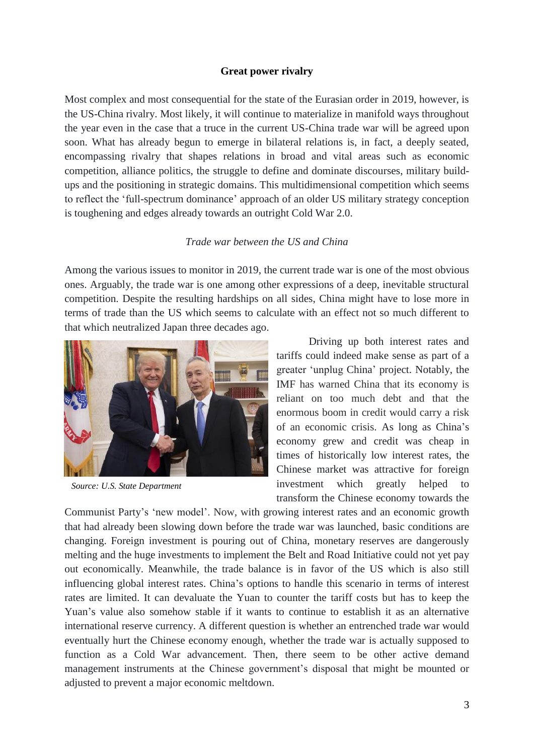## Great power rivalry

Most complex and most consequential for the state of the Eurasian order in 2019, however, is the US-China rivalry. Most likely, it will continue to materialize in manifold ways throughout the year even in the case that a truce in the current US-China trade war will be agreed upon soon. What has already begun to emerge in bilateral relations is, in fact, a deeply seated, encompassing rivalry that shapes relations in broad and vital areas such as economic competition, alliance politics, the struggle to define and dominate discourses, military build-ups and the positioning in strategic domains. This multidimensional competition which seems to reflect the 'full-spectrum dominance' approach of an older US military strategy conception is toughening and edges already towards an outright Cold War 2.0.

### *Trade war between the US and China*

Among the various issues to monitor in 2019, the current trade war is one of the most obvious ones. Arguably, the trade war is one among other expressions of a deep, inevitable structural competition. Despite the resulting hardships on all sides, China might have to lose more in terms of trade than the US which seems to calculate with an effect not so much different to that which neutralized Japan three decades ago.

*Source: U.S. State Department*

Driving up both interest rates and tariffs could indeed make sense as part of a greater 'unplug China' project. Notably, the IMF has warned China that its economy is reliant on too much debt and that the enormous boom in credit would carry a risk of an economic crisis. As long as China's economy grew and credit was cheap in times of historically low interest rates, the Chinese market was attractive for foreign investment which greatly helped to transform the Chinese economy towards the Communist Party's 'new model'. Now, with growing interest rates and an economic growth that had already been slowing down before the trade war was launched, basic conditions are changing. Foreign investment is pouring out of China, monetary reserves are dangerously melting and the huge investments to implement the Belt and Road Initiative could not yet pay out economically. Meanwhile, the trade balance is in favor of the US which is also still influencing global interest rates. China's options to handle this scenario in terms of interest rates are limited. It can devaluate the Yuan to counter the tariff costs but has to keep the Yuan's value also somehow stable if it wants to continue to establish it as an alternative international reserve currency. A different question is whether an entrenched trade war would eventually hurt the Chinese economy enough, whether the trade war is actually supposed to function as a Cold War advancement. Then, there seem to be other active demand management instruments at the Chinese government's disposal that might be mounted or adjusted to prevent a major economic meltdown.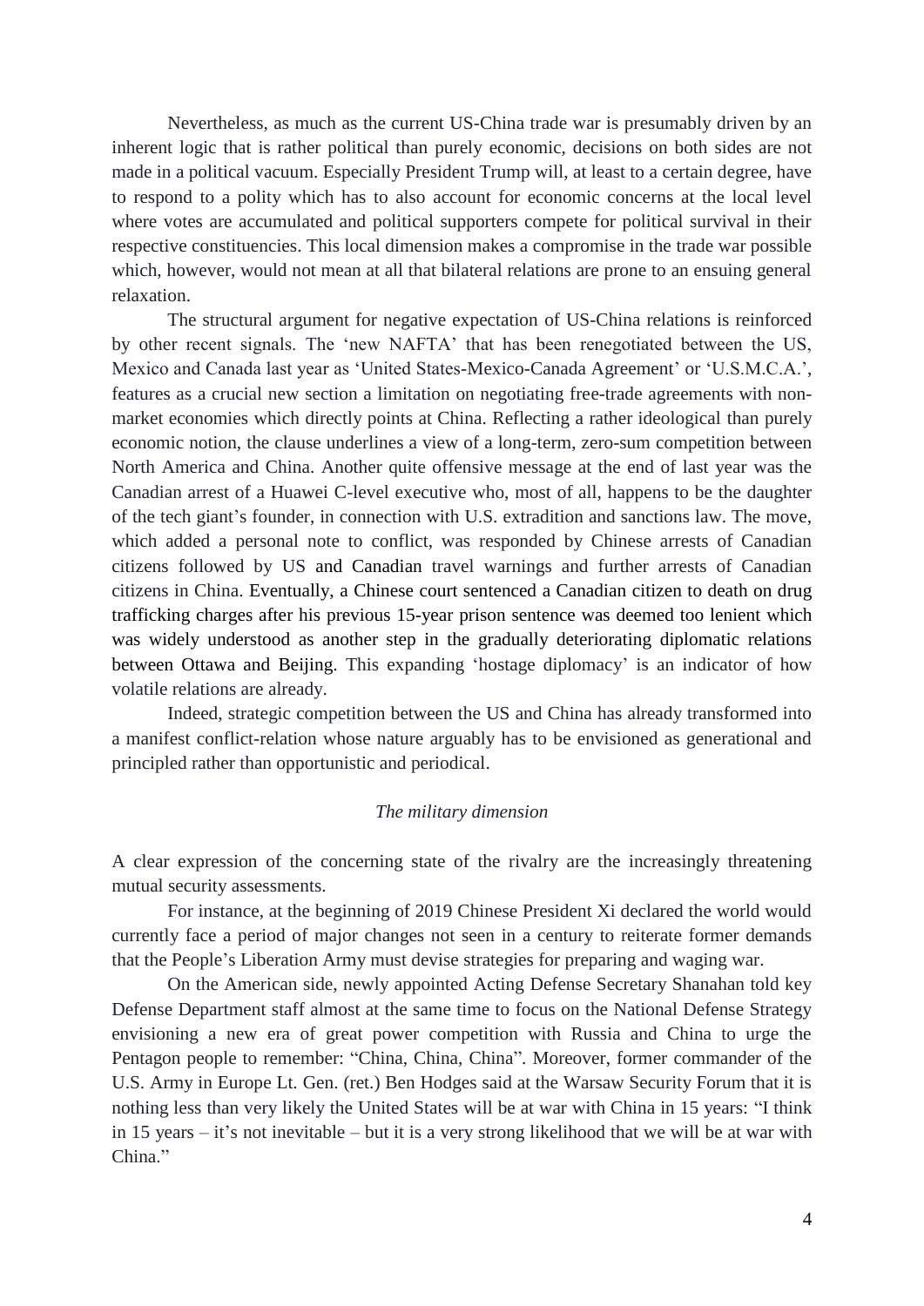Nevertheless, as much as the current US-China trade war is presumably driven by an inherent logic that is rather political than purely economic, decisions on both sides are not made in a political vacuum. Especially President Trump will, at least to a certain degree, have to respond to a polity which has to also account for economic concerns at the local level where votes are accumulated and political supporters compete for political survival in their respective constituencies. This local dimension makes a compromise in the trade war possible which, however, would not mean at all that bilateral relations are prone to an ensuing general relaxation.

The structural argument for negative expectation of US-China relations is reinforced by other recent signals. The 'new NAFTA' that has been renegotiated between the US, Mexico and Canada last year as 'United States-Mexico-Canada Agreement' or 'U.S.M.C.A.', features as a crucial new section a limitation on negotiating free-trade agreements with non-market economies which directly points at China. Reflecting a rather ideological than purely economic notion, the clause underlines a view of a long-term, zero-sum competition between North America and China. Another quite offensive message at the end of last year was the Canadian arrest of a Huawei C-level executive who, most of all, happens to be the daughter of the tech giant's founder, in connection with U.S. extradition and sanctions law. The move, which added a personal note to conflict, was responded by Chinese arrests of Canadian citizens followed by US and Canadian travel warnings and further arrests of Canadian citizens in China. Eventually, a Chinese court sentenced a Canadian citizen to death on drug trafficking charges after his previous 15-year prison sentence was deemed too lenient which was widely understood as another step in the gradually deteriorating diplomatic relations between Ottawa and Beijing. This expanding 'hostage diplomacy' is an indicator of how volatile relations are already.

Indeed, strategic competition between the US and China has already transformed into a manifest conflict-relation whose nature arguably has to be envisioned as generational and principled rather than opportunistic and periodical.

### *The military dimension*

A clear expression of the concerning state of the rivalry are the increasingly threatening mutual security assessments.

For instance, at the beginning of 2019 Chinese President Xi declared the world would currently face a period of major changes not seen in a century to reiterate former demands that the People's Liberation Army must devise strategies for preparing and waging war.

On the American side, newly appointed Acting Defense Secretary Shanahan told key Defense Department staff almost at the same time to focus on the National Defense Strategy envisioning a new era of great power competition with Russia and China to urge the Pentagon people to remember: "China, China, China". Moreover, former commander of the U.S. Army in Europe Lt. Gen. (ret.) Ben Hodges said at the Warsaw Security Forum that it is nothing less than very likely the United States will be at war with China in 15 years: "I think in 15 years – it's not inevitable – but it is a very strong likelihood that we will be at war with China."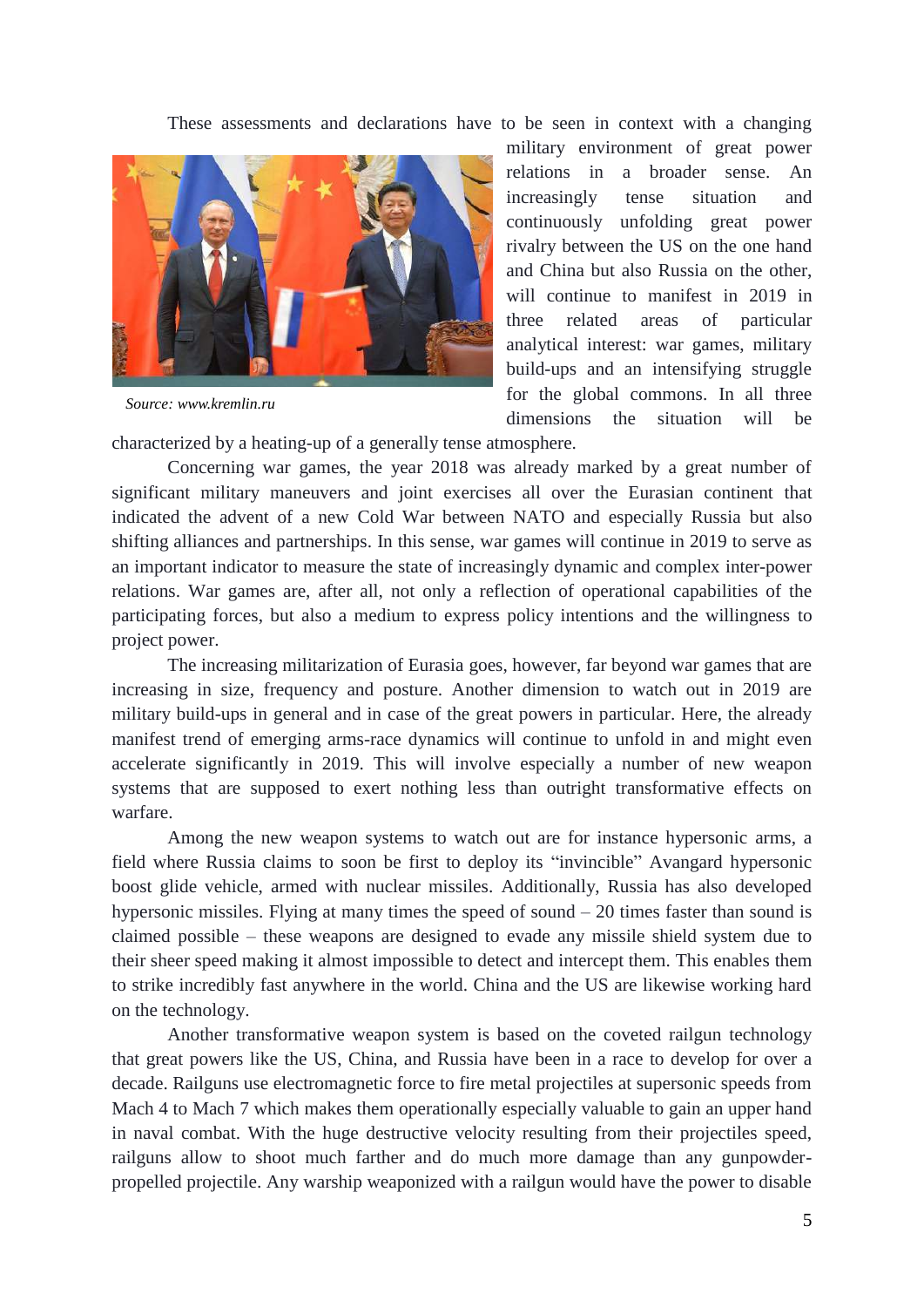These assessments and declarations have to be seen in context with a changing military environment of great power relations in a broader sense. An increasingly tense situation and continuously unfolding great power rivalry between the US on the one hand and China but also Russia on the other, will continue to manifest in 2019 in three related areas of particular analytical interest: war games, military build-ups and an intensifying struggle for the global commons. In all three dimensions the situation will be characterized by a heating-up of a generally tense atmosphere.

*Source: www.kremlin.ru*

Concerning war games, the year 2018 was already marked by a great number of significant military maneuvers and joint exercises all over the Eurasian continent that indicated the advent of a new Cold War between NATO and especially Russia but also shifting alliances and partnerships. In this sense, war games will continue in 2019 to serve as an important indicator to measure the state of increasingly dynamic and complex inter-power relations. War games are, after all, not only a reflection of operational capabilities of the participating forces, but also a medium to express policy intentions and the willingness to project power.

The increasing militarization of Eurasia goes, however, far beyond war games that are increasing in size, frequency and posture. Another dimension to watch out in 2019 are military build-ups in general and in case of the great powers in particular. Here, the already manifest trend of emerging arms-race dynamics will continue to unfold in and might even accelerate significantly in 2019. This will involve especially a number of new weapon systems that are supposed to exert nothing less than outright transformative effects on warfare.

Among the new weapon systems to watch out are for instance hypersonic arms, a field where Russia claims to soon be first to deploy its "invincible" Avangard hypersonic boost glide vehicle, armed with nuclear missiles. Additionally, Russia has also developed hypersonic missiles. Flying at many times the speed of sound – 20 times faster than sound is claimed possible – these weapons are designed to evade any missile shield system due to their sheer speed making it almost impossible to detect and intercept them. This enables them to strike incredibly fast anywhere in the world. China and the US are likewise working hard on the technology.

Another transformative weapon system is based on the coveted railgun technology that great powers like the US, China, and Russia have been in a race to develop for over a decade. Railguns use electromagnetic force to fire metal projectiles at supersonic speeds from Mach 4 to Mach 7 which makes them operationally especially valuable to gain an upper hand in naval combat. With the huge destructive velocity resulting from their projectiles speed, railguns allow to shoot much farther and do much more damage than any gunpowder-propelled projectile. Any warship weaponized with a railgun would have the power to disable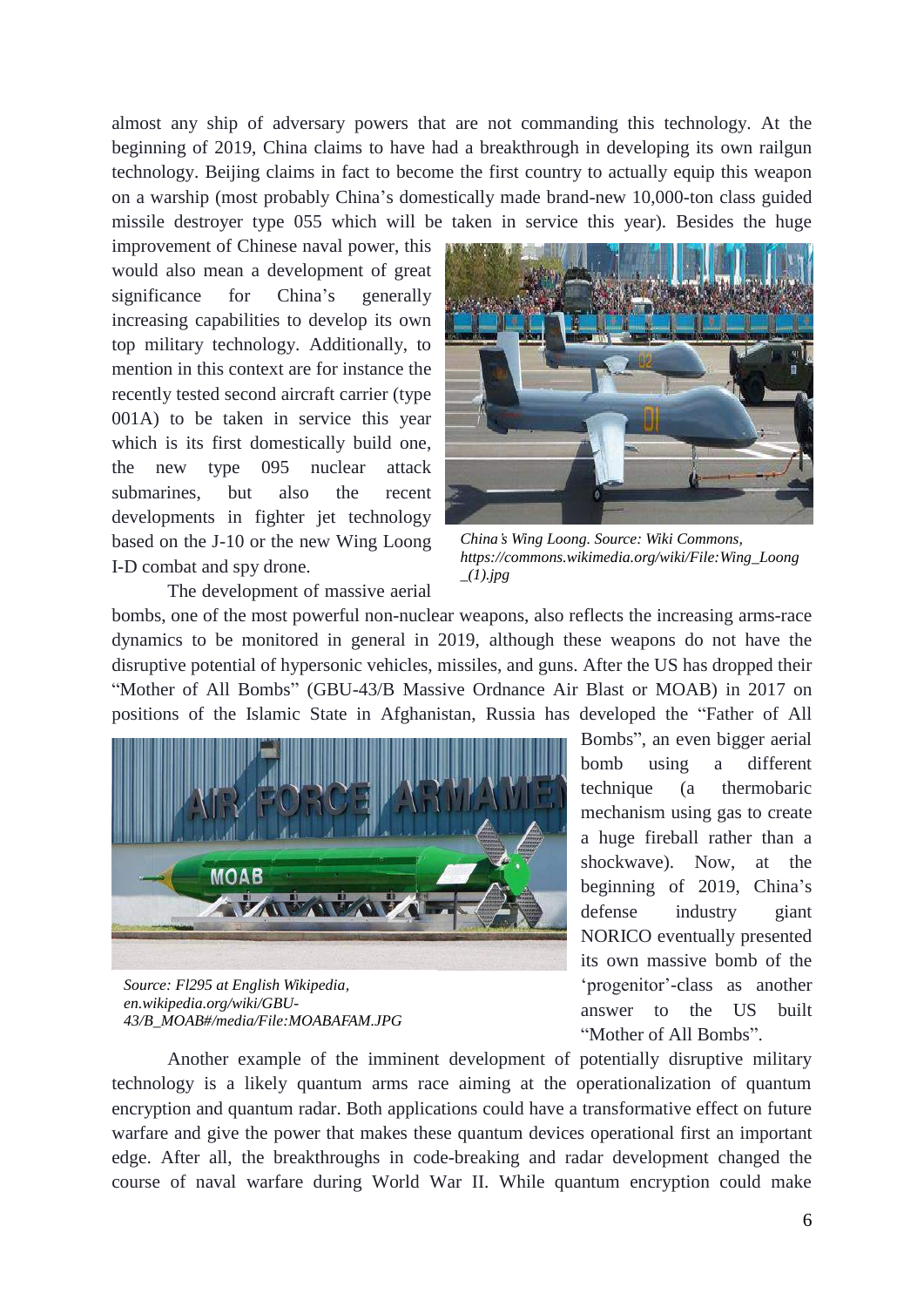almost any ship of adversary powers that are not commanding this technology. At the beginning of 2019, China claims to have had a breakthrough in developing its own railgun technology. Beijing claims in fact to become the first country to actually equip this weapon on a warship (most probably China's domestically made brand-new 10,000-ton class guided missile destroyer type 055 which will be taken in service this year). Besides the huge improvement of Chinese naval power, this would also mean a development of great significance for China's generally increasing capabilities to develop its own top military technology. Additionally, to mention in this context are for instance the recently tested second aircraft carrier (type 001A) to be taken in service this year which is its first domestically build one, the new type 095 nuclear attack submarines, but also the recent developments in fighter jet technology based on the J-10 or the new Wing Loong I-D combat and spy drone.

*China's Wing Loong. Source: Wiki Commons, https://commons.wikimedia.org/wiki/File:Wing_Loong_(1).jpg*

The development of massive aerial bombs, one of the most powerful non-nuclear weapons, also reflects the increasing arms-race dynamics to be monitored in general in 2019, although these weapons do not have the disruptive potential of hypersonic vehicles, missiles, and guns. After the US has dropped their "Mother of All Bombs" (GBU-43/B Massive Ordnance Air Blast or MOAB) in 2017 on positions of the Islamic State in Afghanistan, Russia has developed the "Father of All Bombs", an even bigger aerial bomb using a different technique (a thermobaric mechanism using gas to create a huge fireball rather than a shockwave). Now, at the beginning of 2019, China's defense industry giant NORICO eventually presented its own massive bomb of the 'progenitor'-class as another answer to the US built "Mother of All Bombs".

*Source: Fl295 at English Wikipedia, en.wikipedia.org/wiki/GBU-43/B_MOAB#/media/File:MOABAFAM.JPG*

Another example of the imminent development of potentially disruptive military technology is a likely quantum arms race aiming at the operationalization of quantum encryption and quantum radar. Both applications could have a transformative effect on future warfare and give the power that makes these quantum devices operational first an important edge. After all, the breakthroughs in code-breaking and radar development changed the course of naval warfare during World War II. While quantum encryption could make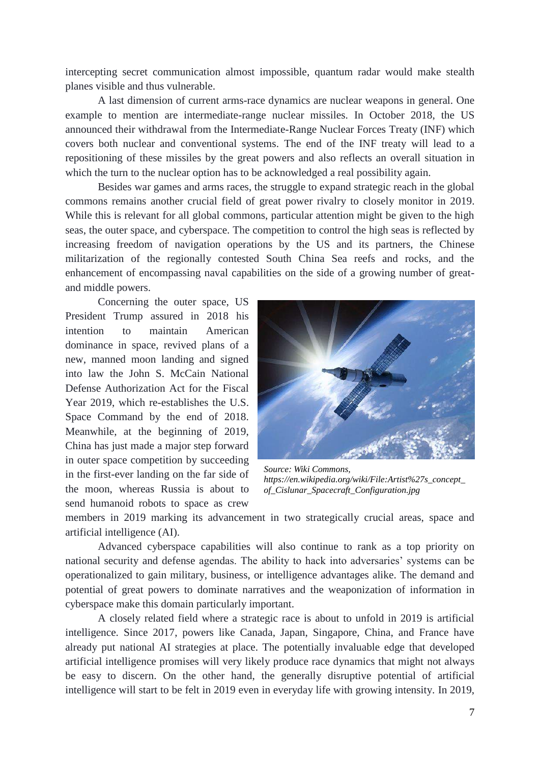intercepting secret communication almost impossible, quantum radar would make stealth planes visible and thus vulnerable.

A last dimension of current arms-race dynamics are nuclear weapons in general. One example to mention are intermediate-range nuclear missiles. In October 2018, the US announced their withdrawal from the Intermediate-Range Nuclear Forces Treaty (INF) which covers both nuclear and conventional systems. The end of the INF treaty will lead to a repositioning of these missiles by the great powers and also reflects an overall situation in which the turn to the nuclear option has to be acknowledged a real possibility again.

Besides war games and arms races, the struggle to expand strategic reach in the global commons remains another crucial field of great power rivalry to closely monitor in 2019. While this is relevant for all global commons, particular attention might be given to the high seas, the outer space, and cyberspace. The competition to control the high seas is reflected by increasing freedom of navigation operations by the US and its partners, the Chinese militarization of the regionally contested South China Sea reefs and rocks, and the enhancement of encompassing naval capabilities on the side of a growing number of great- and middle powers.

Concerning the outer space, US President Trump assured in 2018 his intention to maintain American dominance in space, revived plans of a new, manned moon landing and signed into law the John S. McCain National Defense Authorization Act for the Fiscal Year 2019, which re-establishes the U.S. Space Command by the end of 2018. Meanwhile, at the beginning of 2019, China has just made a major step forward in outer space competition by succeeding in the first-ever landing on the far side of the moon, whereas Russia is about to send humanoid robots to space as crew members in 2019 marking its advancement in two strategically crucial areas, space and artificial intelligence (AI).

*Source: Wiki Commons, https://en.wikipedia.org/wiki/File:Artist%27s_concept_of_Cislunar_Spacecraft_Configuration.jpg*

Advanced cyberspace capabilities will also continue to rank as a top priority on national security and defense agendas. The ability to hack into adversaries' systems can be operationalized to gain military, business, or intelligence advantages alike. The demand and potential of great powers to dominate narratives and the weaponization of information in cyberspace make this domain particularly important.

A closely related field where a strategic race is about to unfold in 2019 is artificial intelligence. Since 2017, powers like Canada, Japan, Singapore, China, and France have already put national AI strategies at place. The potentially invaluable edge that developed artificial intelligence promises will very likely produce race dynamics that might not always be easy to discern. On the other hand, the generally disruptive potential of artificial intelligence will start to be felt in 2019 even in everyday life with growing intensity. In 2019,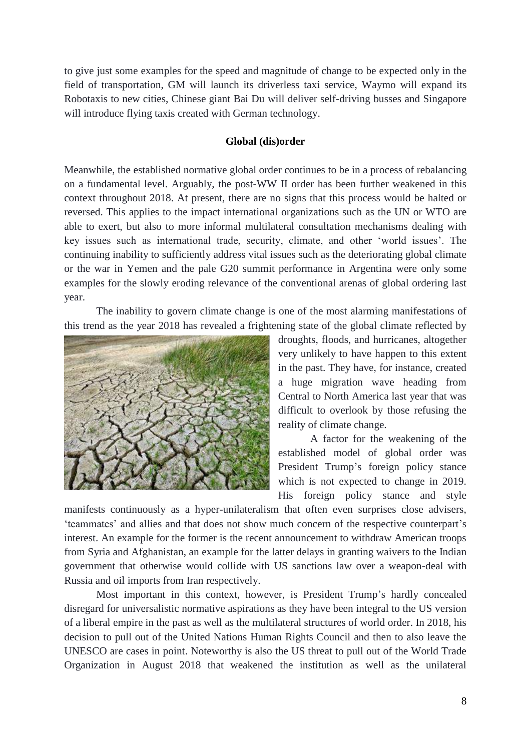to give just some examples for the speed and magnitude of change to be expected only in the field of transportation, GM will launch its driverless taxi service, Waymo will expand its Robotaxis to new cities, Chinese giant Bai Du will deliver self-driving busses and Singapore will introduce flying taxis created with German technology.

## Global (dis)order

Meanwhile, the established normative global order continues to be in a process of rebalancing on a fundamental level. Arguably, the post-WW II order has been further weakened in this context throughout 2018. At present, there are no signs that this process would be halted or reversed. This applies to the impact international organizations such as the UN or WTO are able to exert, but also to more informal multilateral consultation mechanisms dealing with key issues such as international trade, security, climate, and other 'world issues'. The continuing inability to sufficiently address vital issues such as the deteriorating global climate or the war in Yemen and the pale G20 summit performance in Argentina were only some examples for the slowly eroding relevance of the conventional arenas of global ordering last year.

The inability to govern climate change is one of the most alarming manifestations of this trend as the year 2018 has revealed a frightening state of the global climate reflected by droughts, floods, and hurricanes, altogether very unlikely to have happen to this extent in the past. They have, for instance, created a huge migration wave heading from Central to North America last year that was difficult to overlook by those refusing the reality of climate change.

A factor for the weakening of the established model of global order was President Trump's foreign policy stance which is not expected to change in 2019. His foreign policy stance and style manifests continuously as a hyper-unilateralism that often even surprises close advisers, 'teammates' and allies and that does not show much concern of the respective counterpart's interest. An example for the former is the recent announcement to withdraw American troops from Syria and Afghanistan, an example for the latter delays in granting waivers to the Indian government that otherwise would collide with US sanctions law over a weapon-deal with Russia and oil imports from Iran respectively.

Most important in this context, however, is President Trump's hardly concealed disregard for universalistic normative aspirations as they have been integral to the US version of a liberal empire in the past as well as the multilateral structures of world order. In 2018, his decision to pull out of the United Nations Human Rights Council and then to also leave the UNESCO are cases in point. Noteworthy is also the US threat to pull out of the World Trade Organization in August 2018 that weakened the institution as well as the unilateral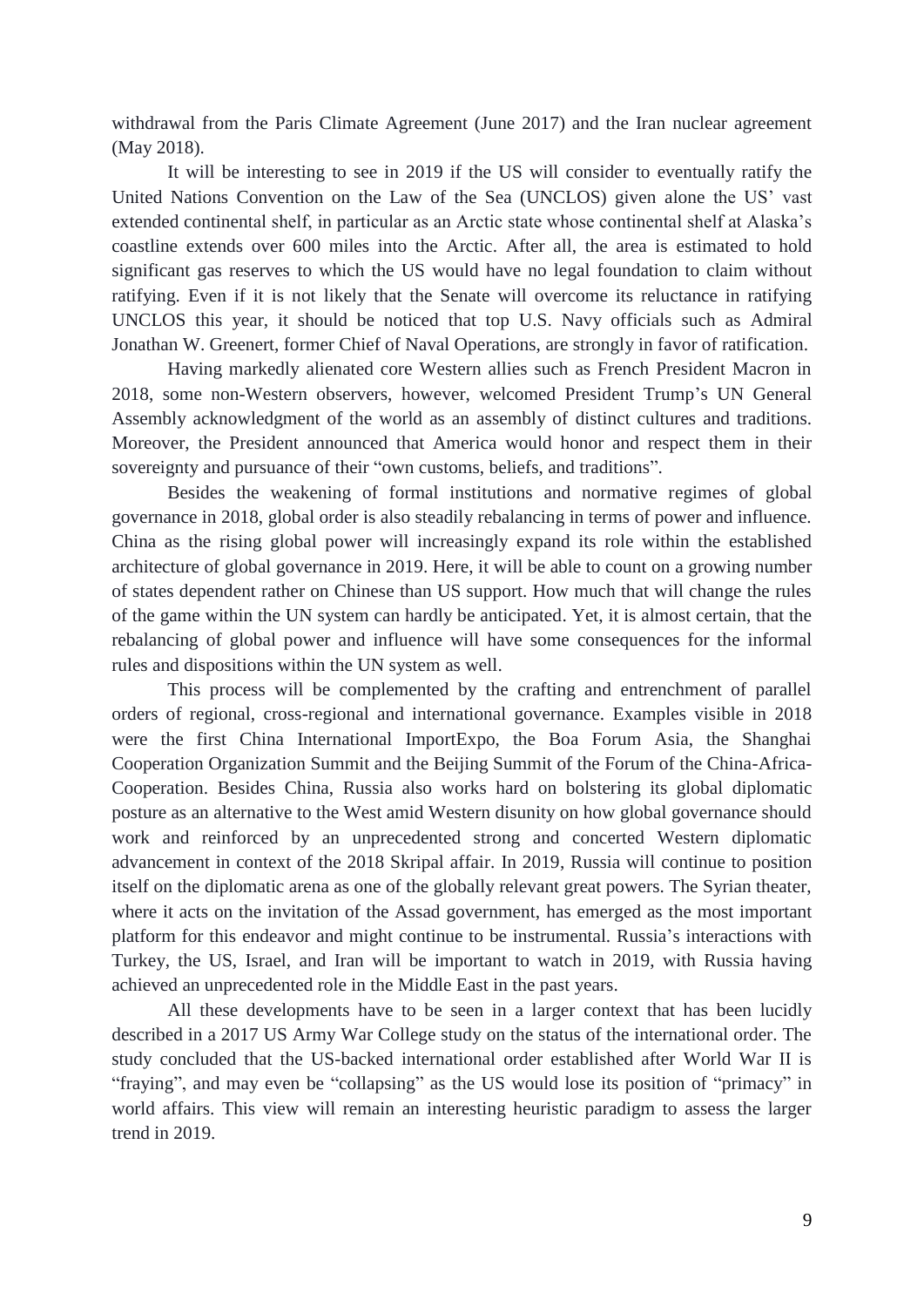withdrawal from the Paris Climate Agreement (June 2017) and the Iran nuclear agreement (May 2018).

It will be interesting to see in 2019 if the US will consider to eventually ratify the United Nations Convention on the Law of the Sea (UNCLOS) given alone the US' vast extended continental shelf, in particular as an Arctic state whose continental shelf at Alaska's coastline extends over 600 miles into the Arctic. After all, the area is estimated to hold significant gas reserves to which the US would have no legal foundation to claim without ratifying. Even if it is not likely that the Senate will overcome its reluctance in ratifying UNCLOS this year, it should be noticed that top U.S. Navy officials such as Admiral Jonathan W. Greenert, former Chief of Naval Operations, are strongly in favor of ratification.

Having markedly alienated core Western allies such as French President Macron in 2018, some non-Western observers, however, welcomed President Trump's UN General Assembly acknowledgment of the world as an assembly of distinct cultures and traditions. Moreover, the President announced that America would honor and respect them in their sovereignty and pursuance of their "own customs, beliefs, and traditions".

Besides the weakening of formal institutions and normative regimes of global governance in 2018, global order is also steadily rebalancing in terms of power and influence. China as the rising global power will increasingly expand its role within the established architecture of global governance in 2019. Here, it will be able to count on a growing number of states dependent rather on Chinese than US support. How much that will change the rules of the game within the UN system can hardly be anticipated. Yet, it is almost certain, that the rebalancing of global power and influence will have some consequences for the informal rules and dispositions within the UN system as well.

This process will be complemented by the crafting and entrenchment of parallel orders of regional, cross-regional and international governance. Examples visible in 2018 were the first China International ImportExpo, the Boa Forum Asia, the Shanghai Cooperation Organization Summit and the Beijing Summit of the Forum of the China-Africa-Cooperation. Besides China, Russia also works hard on bolstering its global diplomatic posture as an alternative to the West amid Western disunity on how global governance should work and reinforced by an unprecedented strong and concerted Western diplomatic advancement in context of the 2018 Skripal affair. In 2019, Russia will continue to position itself on the diplomatic arena as one of the globally relevant great powers. The Syrian theater, where it acts on the invitation of the Assad government, has emerged as the most important platform for this endeavor and might continue to be instrumental. Russia's interactions with Turkey, the US, Israel, and Iran will be important to watch in 2019, with Russia having achieved an unprecedented role in the Middle East in the past years.

All these developments have to be seen in a larger context that has been lucidly described in a 2017 US Army War College study on the status of the international order. The study concluded that the US-backed international order established after World War II is "fraying", and may even be "collapsing" as the US would lose its position of "primacy" in world affairs. This view will remain an interesting heuristic paradigm to assess the larger trend in 2019.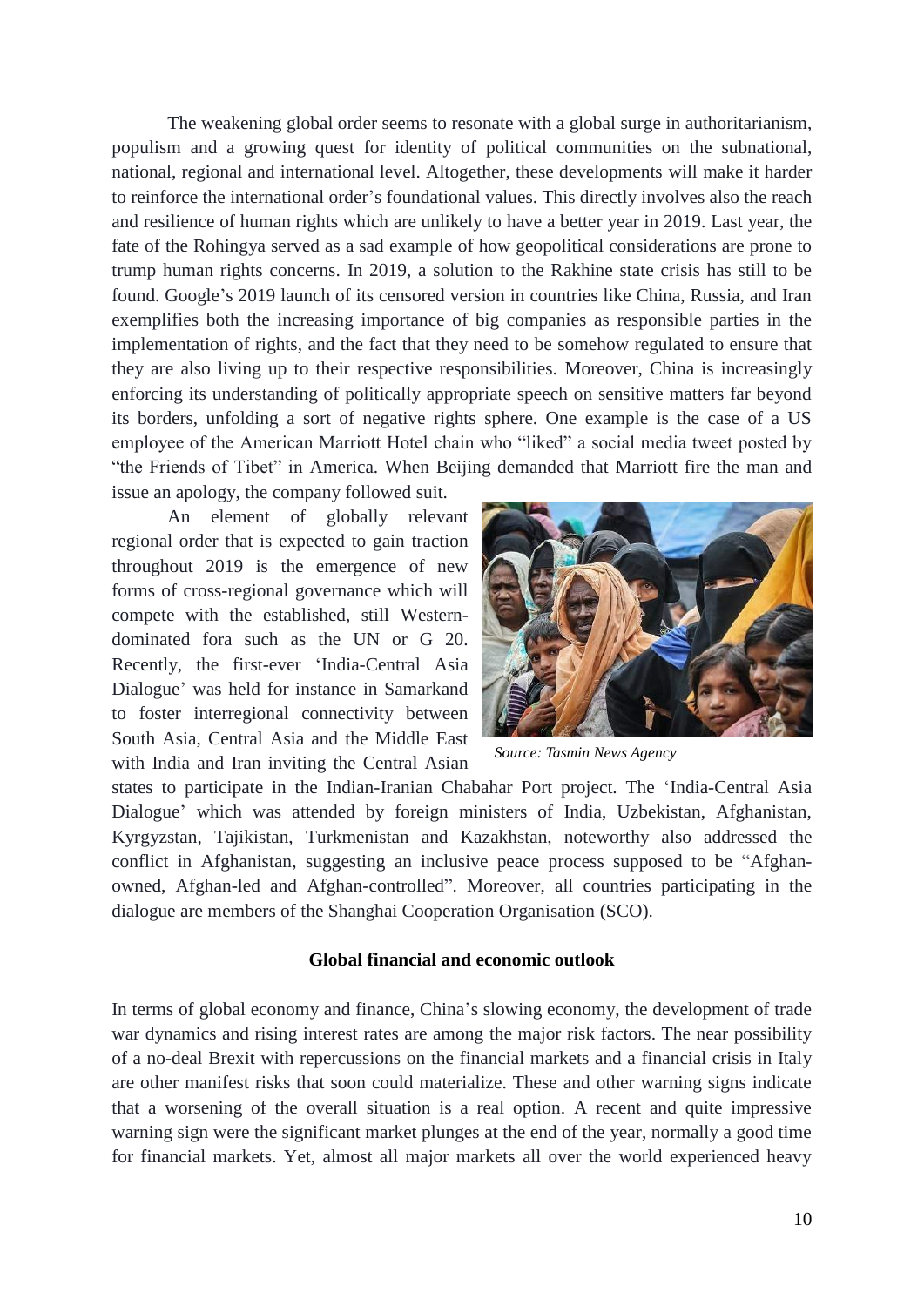The weakening global order seems to resonate with a global surge in authoritarianism, populism and a growing quest for identity of political communities on the subnational, national, regional and international level. Altogether, these developments will make it harder to reinforce the international order's foundational values. This directly involves also the reach and resilience of human rights which are unlikely to have a better year in 2019. Last year, the fate of the Rohingya served as a sad example of how geopolitical considerations are prone to trump human rights concerns. In 2019, a solution to the Rakhine state crisis has still to be found. Google's 2019 launch of its censored version in countries like China, Russia, and Iran exemplifies both the increasing importance of big companies as responsible parties in the implementation of rights, and the fact that they need to be somehow regulated to ensure that they are also living up to their respective responsibilities. Moreover, China is increasingly enforcing its understanding of politically appropriate speech on sensitive matters far beyond its borders, unfolding a sort of negative rights sphere. One example is the case of a US employee of the American Marriott Hotel chain who "liked" a social media tweet posted by "the Friends of Tibet" in America. When Beijing demanded that Marriott fire the man and issue an apology, the company followed suit.

An element of globally relevant regional order that is expected to gain traction throughout 2019 is the emergence of new forms of cross-regional governance which will compete with the established, still Western-dominated fora such as the UN or G 20. Recently, the first-ever 'India-Central Asia Dialogue' was held for instance in Samarkand to foster interregional connectivity between South Asia, Central Asia and the Middle East with India and Iran inviting the Central Asian states to participate in the Indian-Iranian Chabahar Port project. The 'India-Central Asia Dialogue' which was attended by foreign ministers of India, Uzbekistan, Afghanistan, Kyrgyzstan, Tajikistan, Turkmenistan and Kazakhstan, noteworthy also addressed the conflict in Afghanistan, suggesting an inclusive peace process supposed to be "Afghan-owned, Afghan-led and Afghan-controlled". Moreover, all countries participating in the dialogue are members of the Shanghai Cooperation Organisation (SCO).

*Source: Tasmin News Agency*

### Global financial and economic outlook

In terms of global economy and finance, China's slowing economy, the development of trade war dynamics and rising interest rates are among the major risk factors. The near possibility of a no-deal Brexit with repercussions on the financial markets and a financial crisis in Italy are other manifest risks that soon could materialize. These and other warning signs indicate that a worsening of the overall situation is a real option. A recent and quite impressive warning sign were the significant market plunges at the end of the year, normally a good time for financial markets. Yet, almost all major markets all over the world experienced heavy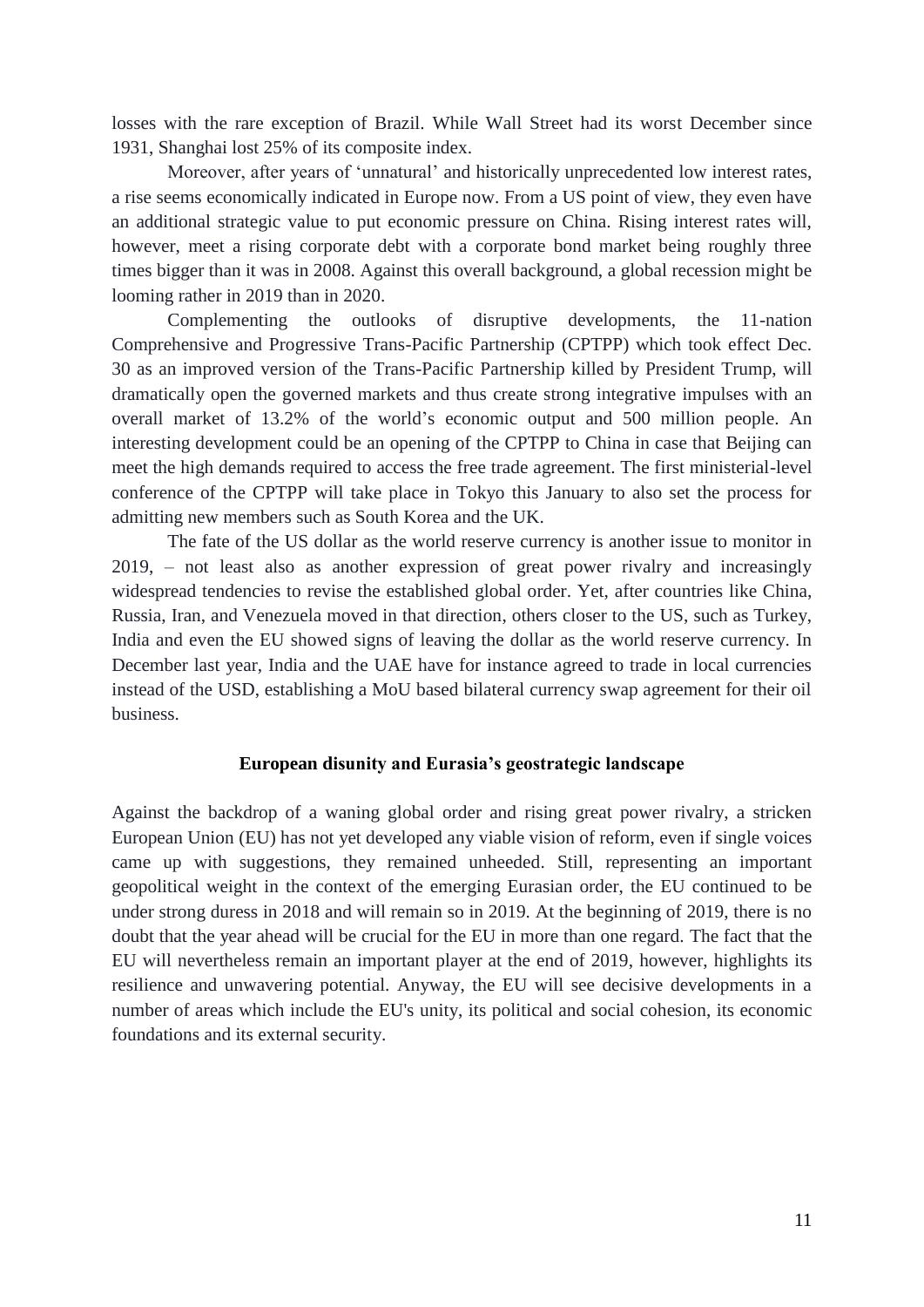losses with the rare exception of Brazil. While Wall Street had its worst December since 1931, Shanghai lost 25% of its composite index.

Moreover, after years of 'unnatural' and historically unprecedented low interest rates, a rise seems economically indicated in Europe now. From a US point of view, they even have an additional strategic value to put economic pressure on China. Rising interest rates will, however, meet a rising corporate debt with a corporate bond market being roughly three times bigger than it was in 2008. Against this overall background, a global recession might be looming rather in 2019 than in 2020.

Complementing the outlooks of disruptive developments, the 11-nation Comprehensive and Progressive Trans-Pacific Partnership (CPTPP) which took effect Dec. 30 as an improved version of the Trans-Pacific Partnership killed by President Trump, will dramatically open the governed markets and thus create strong integrative impulses with an overall market of 13.2% of the world's economic output and 500 million people. An interesting development could be an opening of the CPTPP to China in case that Beijing can meet the high demands required to access the free trade agreement. The first ministerial-level conference of the CPTPP will take place in Tokyo this January to also set the process for admitting new members such as South Korea and the UK.

The fate of the US dollar as the world reserve currency is another issue to monitor in 2019, – not least also as another expression of great power rivalry and increasingly widespread tendencies to revise the established global order. Yet, after countries like China, Russia, Iran, and Venezuela moved in that direction, others closer to the US, such as Turkey, India and even the EU showed signs of leaving the dollar as the world reserve currency. In December last year, India and the UAE have for instance agreed to trade in local currencies instead of the USD, establishing a MoU based bilateral currency swap agreement for their oil business.

## European disunity and Eurasia's geostrategic landscape

Against the backdrop of a waning global order and rising great power rivalry, a stricken European Union (EU) has not yet developed any viable vision of reform, even if single voices came up with suggestions, they remained unheeded. Still, representing an important geopolitical weight in the context of the emerging Eurasian order, the EU continued to be under strong duress in 2018 and will remain so in 2019. At the beginning of 2019, there is no doubt that the year ahead will be crucial for the EU in more than one regard. The fact that the EU will nevertheless remain an important player at the end of 2019, however, highlights its resilience and unwavering potential. Anyway, the EU will see decisive developments in a number of areas which include the EU's unity, its political and social cohesion, its economic foundations and its external security.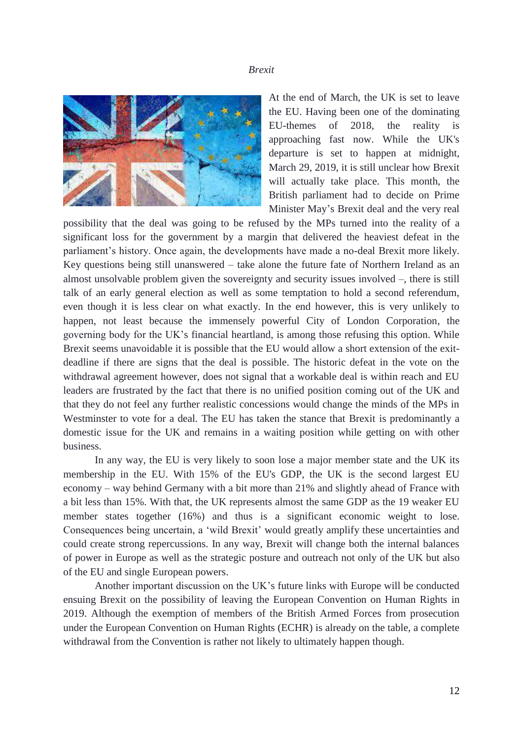*Brexit*

At the end of March, the UK is set to leave the EU. Having been one of the dominating EU-themes of 2018, the reality is approaching fast now. While the UK's departure is set to happen at midnight, March 29, 2019, it is still unclear how Brexit will actually take place. This month, the British parliament had to decide on Prime Minister May's Brexit deal and the very real possibility that the deal was going to be refused by the MPs turned into the reality of a significant loss for the government by a margin that delivered the heaviest defeat in the parliament's history. Once again, the developments have made a no-deal Brexit more likely. Key questions being still unanswered – take alone the future fate of Northern Ireland as an almost unsolvable problem given the sovereignty and security issues involved –, there is still talk of an early general election as well as some temptation to hold a second referendum, even though it is less clear on what exactly. In the end however, this is very unlikely to happen, not least because the immensely powerful City of London Corporation, the governing body for the UK's financial heartland, is among those refusing this option. While Brexit seems unavoidable it is possible that the EU would allow a short extension of the exit-deadline if there are signs that the deal is possible. The historic defeat in the vote on the withdrawal agreement however, does not signal that a workable deal is within reach and EU leaders are frustrated by the fact that there is no unified position coming out of the UK and that they do not feel any further realistic concessions would change the minds of the MPs in Westminster to vote for a deal. The EU has taken the stance that Brexit is predominantly a domestic issue for the UK and remains in a waiting position while getting on with other business.

In any way, the EU is very likely to soon lose a major member state and the UK its membership in the EU. With 15% of the EU's GDP, the UK is the second largest EU economy – way behind Germany with a bit more than 21% and slightly ahead of France with a bit less than 15%. With that, the UK represents almost the same GDP as the 19 weaker EU member states together (16%) and thus is a significant economic weight to lose. Consequences being uncertain, a 'wild Brexit' would greatly amplify these uncertainties and could create strong repercussions. In any way, Brexit will change both the internal balances of power in Europe as well as the strategic posture and outreach not only of the UK but also of the EU and single European powers.

Another important discussion on the UK's future links with Europe will be conducted ensuing Brexit on the possibility of leaving the European Convention on Human Rights in 2019. Although the exemption of members of the British Armed Forces from prosecution under the European Convention on Human Rights (ECHR) is already on the table, a complete withdrawal from the Convention is rather not likely to ultimately happen though.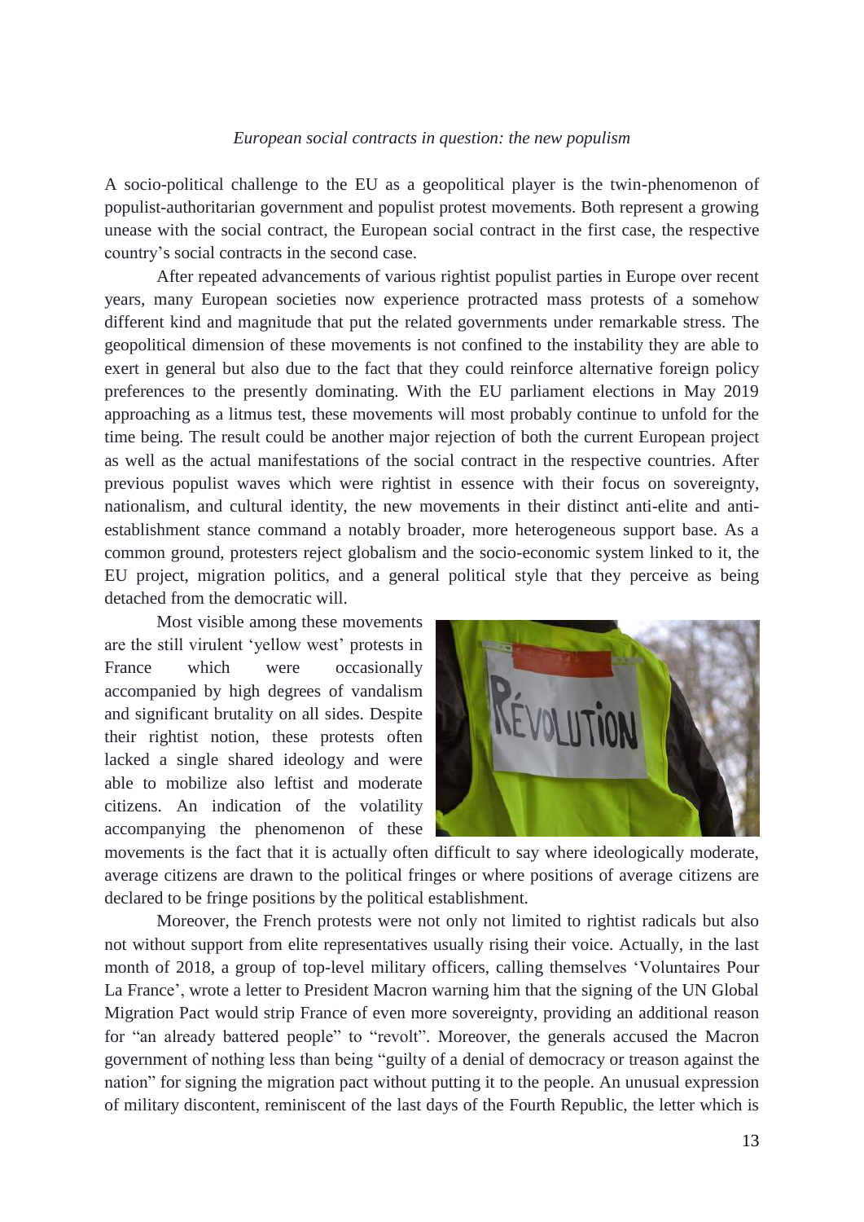*European social contracts in question: the new populism*

A socio-political challenge to the EU as a geopolitical player is the twin-phenomenon of populist-authoritarian government and populist protest movements. Both represent a growing unease with the social contract, the European social contract in the first case, the respective country's social contracts in the second case.

After repeated advancements of various rightist populist parties in Europe over recent years, many European societies now experience protracted mass protests of a somehow different kind and magnitude that put the related governments under remarkable stress. The geopolitical dimension of these movements is not confined to the instability they are able to exert in general but also due to the fact that they could reinforce alternative foreign policy preferences to the presently dominating. With the EU parliament elections in May 2019 approaching as a litmus test, these movements will most probably continue to unfold for the time being. The result could be another major rejection of both the current European project as well as the actual manifestations of the social contract in the respective countries. After previous populist waves which were rightist in essence with their focus on sovereignty, nationalism, and cultural identity, the new movements in their distinct anti-elite and anti-establishment stance command a notably broader, more heterogeneous support base. As a common ground, protesters reject globalism and the socio-economic system linked to it, the EU project, migration politics, and a general political style that they perceive as being detached from the democratic will.

Most visible among these movements are the still virulent 'yellow west' protests in France which were occasionally accompanied by high degrees of vandalism and significant brutality on all sides. Despite their rightist notion, these protests often lacked a single shared ideology and were able to mobilize also leftist and moderate citizens. An indication of the volatility accompanying the phenomenon of these movements is the fact that it is actually often difficult to say where ideologically moderate, average citizens are drawn to the political fringes or where positions of average citizens are declared to be fringe positions by the political establishment.

Moreover, the French protests were not only not limited to rightist radicals but also not without support from elite representatives usually rising their voice. Actually, in the last month of 2018, a group of top-level military officers, calling themselves 'Voluntaires Pour La France', wrote a letter to President Macron warning him that the signing of the UN Global Migration Pact would strip France of even more sovereignty, providing an additional reason for "an already battered people" to "revolt". Moreover, the generals accused the Macron government of nothing less than being "guilty of a denial of democracy or treason against the nation" for signing the migration pact without putting it to the people. An unusual expression of military discontent, reminiscent of the last days of the Fourth Republic, the letter which is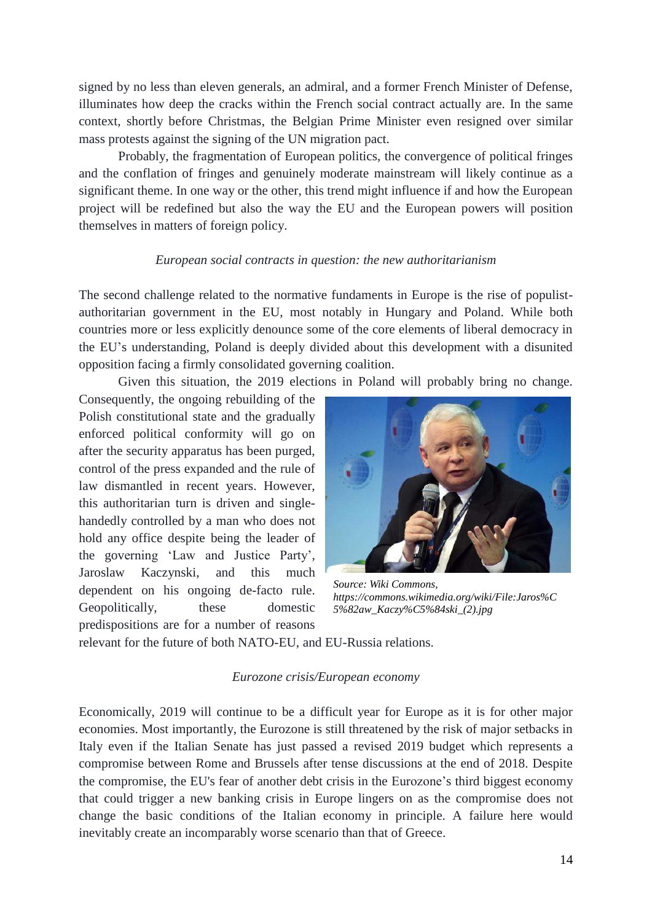signed by no less than eleven generals, an admiral, and a former French Minister of Defense, illuminates how deep the cracks within the French social contract actually are. In the same context, shortly before Christmas, the Belgian Prime Minister even resigned over similar mass protests against the signing of the UN migration pact.

Probably, the fragmentation of European politics, the convergence of political fringes and the conflation of fringes and genuinely moderate mainstream will likely continue as a significant theme. In one way or the other, this trend might influence if and how the European project will be redefined but also the way the EU and the European powers will position themselves in matters of foreign policy.

### *European social contracts in question: the new authoritarianism*

The second challenge related to the normative fundaments in Europe is the rise of populist-authoritarian government in the EU, most notably in Hungary and Poland. While both countries more or less explicitly denounce some of the core elements of liberal democracy in the EU's understanding, Poland is deeply divided about this development with a disunited opposition facing a firmly consolidated governing coalition.

Given this situation, the 2019 elections in Poland will probably bring no change. Consequently, the ongoing rebuilding of the Polish constitutional state and the gradually enforced political conformity will go on after the security apparatus has been purged, control of the press expanded and the rule of law dismantled in recent years. However, this authoritarian turn is driven and single-handedly controlled by a man who does not hold any office despite being the leader of the governing 'Law and Justice Party', Jaroslaw Kaczynski, and this much dependent on his ongoing de-facto rule. Geopolitically, these domestic predispositions are for a number of reasons relevant for the future of both NATO-EU, and EU-Russia relations.

*Source: Wiki Commons, https://commons.wikimedia.org/wiki/File:Jaros%C5%82aw_Kaczy%C5%84ski_(2).jpg*

### *Eurozone crisis/European economy*

Economically, 2019 will continue to be a difficult year for Europe as it is for other major economies. Most importantly, the Eurozone is still threatened by the risk of major setbacks in Italy even if the Italian Senate has just passed a revised 2019 budget which represents a compromise between Rome and Brussels after tense discussions at the end of 2018. Despite the compromise, the EU's fear of another debt crisis in the Eurozone's third biggest economy that could trigger a new banking crisis in Europe lingers on as the compromise does not change the basic conditions of the Italian economy in principle. A failure here would inevitably create an incomparably worse scenario than that of Greece.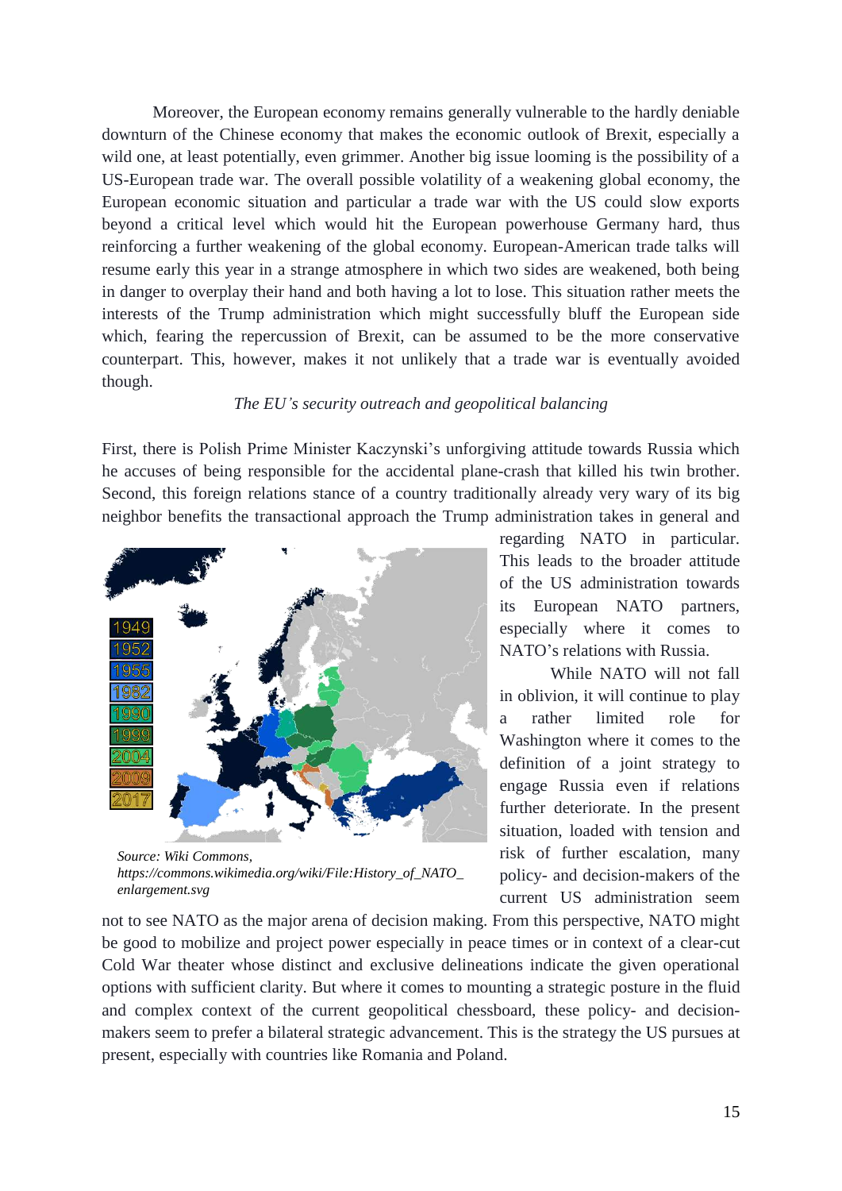Moreover, the European economy remains generally vulnerable to the hardly deniable downturn of the Chinese economy that makes the economic outlook of Brexit, especially a wild one, at least potentially, even grimmer. Another big issue looming is the possibility of a US-European trade war. The overall possible volatility of a weakening global economy, the European economic situation and particular a trade war with the US could slow exports beyond a critical level which would hit the European powerhouse Germany hard, thus reinforcing a further weakening of the global economy. European-American trade talks will resume early this year in a strange atmosphere in which two sides are weakened, both being in danger to overplay their hand and both having a lot to lose. This situation rather meets the interests of the Trump administration which might successfully bluff the European side which, fearing the repercussion of Brexit, can be assumed to be the more conservative counterpart. This, however, makes it not unlikely that a trade war is eventually avoided though.

*The EU's security outreach and geopolitical balancing*

First, there is Polish Prime Minister Kaczynski's unforgiving attitude towards Russia which he accuses of being responsible for the accidental plane-crash that killed his twin brother. Second, this foreign relations stance of a country traditionally already very wary of its big neighbor benefits the transactional approach the Trump administration takes in general and regarding NATO in particular. This leads to the broader attitude of the US administration towards its European NATO partners, especially where it comes to NATO's relations with Russia.

*Source: Wiki Commons, https://commons.wikimedia.org/wiki/File:History_of_NATO_enlargement.svg*

While NATO will not fall in oblivion, it will continue to play a rather limited role for Washington where it comes to the definition of a joint strategy to engage Russia even if relations further deteriorate. In the present situation, loaded with tension and risk of further escalation, many policy- and decision-makers of the current US administration seem not to see NATO as the major arena of decision making. From this perspective, NATO might be good to mobilize and project power especially in peace times or in context of a clear-cut Cold War theater whose distinct and exclusive delineations indicate the given operational options with sufficient clarity. But where it comes to mounting a strategic posture in the fluid and complex context of the current geopolitical chessboard, these policy- and decision-makers seem to prefer a bilateral strategic advancement. This is the strategy the US pursues at present, especially with countries like Romania and Poland.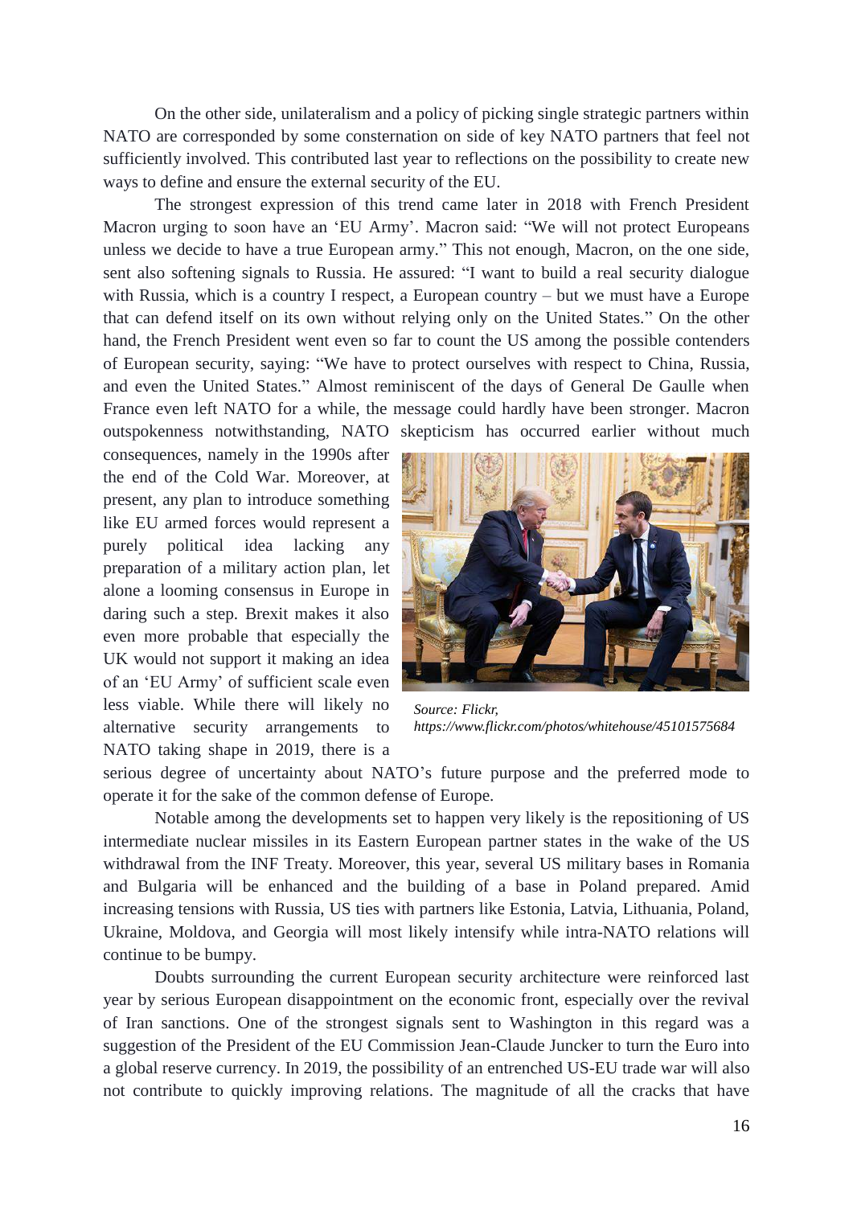On the other side, unilateralism and a policy of picking single strategic partners within NATO are corresponded by some consternation on side of key NATO partners that feel not sufficiently involved. This contributed last year to reflections on the possibility to create new ways to define and ensure the external security of the EU.

The strongest expression of this trend came later in 2018 with French President Macron urging to soon have an 'EU Army'. Macron said: "We will not protect Europeans unless we decide to have a true European army." This not enough, Macron, on the one side, sent also softening signals to Russia. He assured: "I want to build a real security dialogue with Russia, which is a country I respect, a European country – but we must have a Europe that can defend itself on its own without relying only on the United States." On the other hand, the French President went even so far to count the US among the possible contenders of European security, saying: "We have to protect ourselves with respect to China, Russia, and even the United States." Almost reminiscent of the days of General De Gaulle when France even left NATO for a while, the message could hardly have been stronger. Macron outspokenness notwithstanding, NATO skepticism has occurred earlier without much consequences, namely in the 1990s after the end of the Cold War. Moreover, at present, any plan to introduce something like EU armed forces would represent a purely political idea lacking any preparation of a military action plan, let alone a looming consensus in Europe in daring such a step. Brexit makes it also even more probable that especially the UK would not support it making an idea of an 'EU Army' of sufficient scale even less viable. While there will likely no alternative security arrangements to NATO taking shape in 2019, there is a serious degree of uncertainty about NATO's future purpose and the preferred mode to operate it for the sake of the common defense of Europe.

*Source: Flickr, https://www.flickr.com/photos/whitehouse/45101575684*

Notable among the developments set to happen very likely is the repositioning of US intermediate nuclear missiles in its Eastern European partner states in the wake of the US withdrawal from the INF Treaty. Moreover, this year, several US military bases in Romania and Bulgaria will be enhanced and the building of a base in Poland prepared. Amid increasing tensions with Russia, US ties with partners like Estonia, Latvia, Lithuania, Poland, Ukraine, Moldova, and Georgia will most likely intensify while intra-NATO relations will continue to be bumpy.

Doubts surrounding the current European security architecture were reinforced last year by serious European disappointment on the economic front, especially over the revival of Iran sanctions. One of the strongest signals sent to Washington in this regard was a suggestion of the President of the EU Commission Jean-Claude Juncker to turn the Euro into a global reserve currency. In 2019, the possibility of an entrenched US-EU trade war will also not contribute to quickly improving relations. The magnitude of all the cracks that have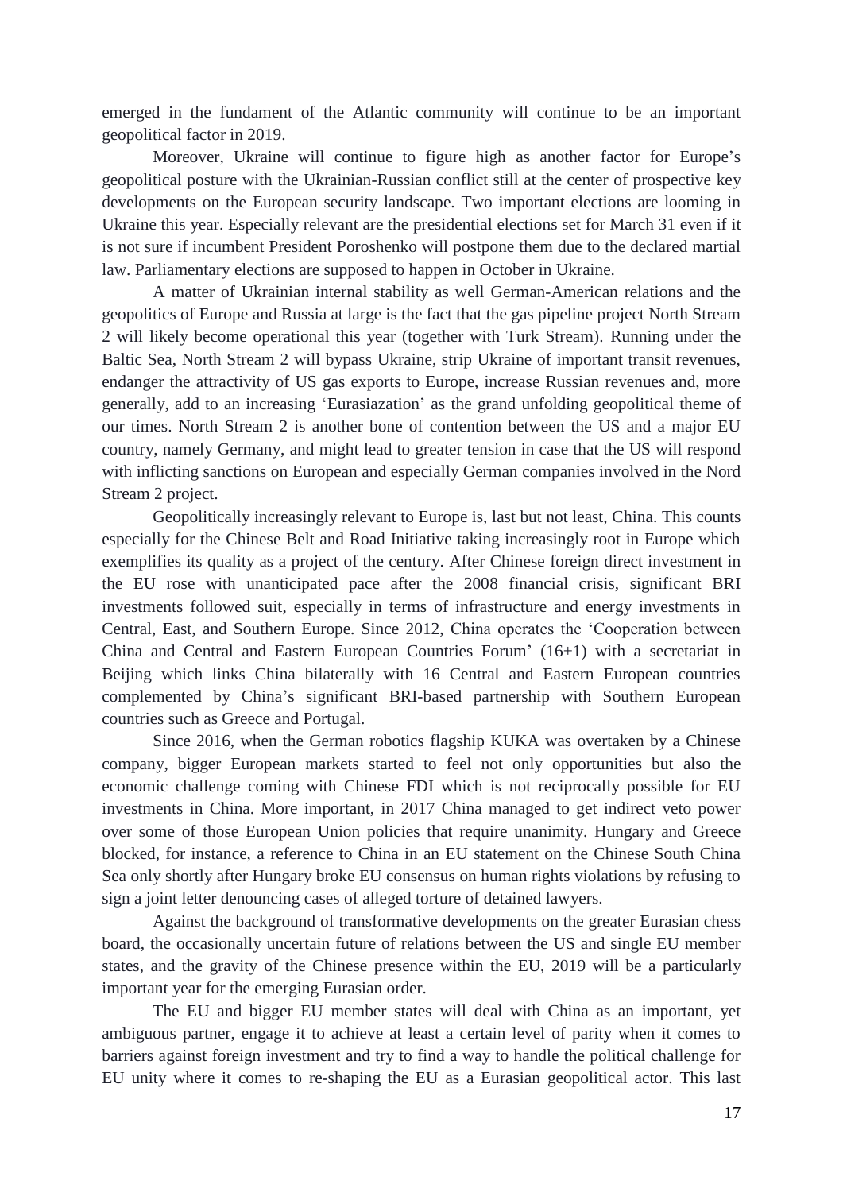emerged in the fundament of the Atlantic community will continue to be an important geopolitical factor in 2019.

Moreover, Ukraine will continue to figure high as another factor for Europe's geopolitical posture with the Ukrainian-Russian conflict still at the center of prospective key developments on the European security landscape. Two important elections are looming in Ukraine this year. Especially relevant are the presidential elections set for March 31 even if it is not sure if incumbent President Poroshenko will postpone them due to the declared martial law. Parliamentary elections are supposed to happen in October in Ukraine.

A matter of Ukrainian internal stability as well German-American relations and the geopolitics of Europe and Russia at large is the fact that the gas pipeline project North Stream 2 will likely become operational this year (together with Turk Stream). Running under the Baltic Sea, North Stream 2 will bypass Ukraine, strip Ukraine of important transit revenues, endanger the attractivity of US gas exports to Europe, increase Russian revenues and, more generally, add to an increasing 'Eurasiazation' as the grand unfolding geopolitical theme of our times. North Stream 2 is another bone of contention between the US and a major EU country, namely Germany, and might lead to greater tension in case that the US will respond with inflicting sanctions on European and especially German companies involved in the Nord Stream 2 project.

Geopolitically increasingly relevant to Europe is, last but not least, China. This counts especially for the Chinese Belt and Road Initiative taking increasingly root in Europe which exemplifies its quality as a project of the century. After Chinese foreign direct investment in the EU rose with unanticipated pace after the 2008 financial crisis, significant BRI investments followed suit, especially in terms of infrastructure and energy investments in Central, East, and Southern Europe. Since 2012, China operates the 'Cooperation between China and Central and Eastern European Countries Forum' (16+1) with a secretariat in Beijing which links China bilaterally with 16 Central and Eastern European countries complemented by China's significant BRI-based partnership with Southern European countries such as Greece and Portugal.

Since 2016, when the German robotics flagship KUKA was overtaken by a Chinese company, bigger European markets started to feel not only opportunities but also the economic challenge coming with Chinese FDI which is not reciprocally possible for EU investments in China. More important, in 2017 China managed to get indirect veto power over some of those European Union policies that require unanimity. Hungary and Greece blocked, for instance, a reference to China in an EU statement on the Chinese South China Sea only shortly after Hungary broke EU consensus on human rights violations by refusing to sign a joint letter denouncing cases of alleged torture of detained lawyers.

Against the background of transformative developments on the greater Eurasian chess board, the occasionally uncertain future of relations between the US and single EU member states, and the gravity of the Chinese presence within the EU, 2019 will be a particularly important year for the emerging Eurasian order.

The EU and bigger EU member states will deal with China as an important, yet ambiguous partner, engage it to achieve at least a certain level of parity when it comes to barriers against foreign investment and try to find a way to handle the political challenge for EU unity where it comes to re-shaping the EU as a Eurasian geopolitical actor. This last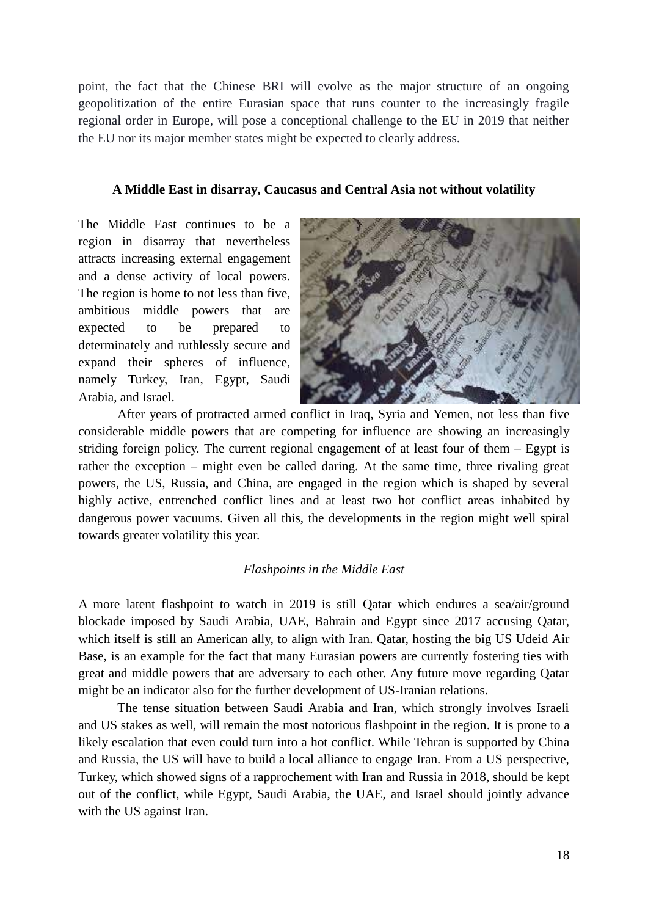point, the fact that the Chinese BRI will evolve as the major structure of an ongoing geopolitization of the entire Eurasian space that runs counter to the increasingly fragile regional order in Europe, will pose a conceptional challenge to the EU in 2019 that neither the EU nor its major member states might be expected to clearly address.

### A Middle East in disarray, Caucasus and Central Asia not without volatility

The Middle East continues to be a region in disarray that nevertheless attracts increasing external engagement and a dense activity of local powers. The region is home to not less than five, ambitious middle powers that are expected to be prepared to determinately and ruthlessly secure and expand their spheres of influence, namely Turkey, Iran, Egypt, Saudi Arabia, and Israel.

After years of protracted armed conflict in Iraq, Syria and Yemen, not less than five considerable middle powers that are competing for influence are showing an increasingly striding foreign policy. The current regional engagement of at least four of them – Egypt is rather the exception – might even be called daring. At the same time, three rivaling great powers, the US, Russia, and China, are engaged in the region which is shaped by several highly active, entrenched conflict lines and at least two hot conflict areas inhabited by dangerous power vacuums. Given all this, the developments in the region might well spiral towards greater volatility this year.

#### *Flashpoints in the Middle East*

A more latent flashpoint to watch in 2019 is still Qatar which endures a sea/air/ground blockade imposed by Saudi Arabia, UAE, Bahrain and Egypt since 2017 accusing Qatar, which itself is still an American ally, to align with Iran. Qatar, hosting the big US Udeid Air Base, is an example for the fact that many Eurasian powers are currently fostering ties with great and middle powers that are adversary to each other. Any future move regarding Qatar might be an indicator also for the further development of US-Iranian relations.

The tense situation between Saudi Arabia and Iran, which strongly involves Israeli and US stakes as well, will remain the most notorious flashpoint in the region. It is prone to a likely escalation that even could turn into a hot conflict. While Tehran is supported by China and Russia, the US will have to build a local alliance to engage Iran. From a US perspective, Turkey, which showed signs of a rapprochement with Iran and Russia in 2018, should be kept out of the conflict, while Egypt, Saudi Arabia, the UAE, and Israel should jointly advance with the US against Iran.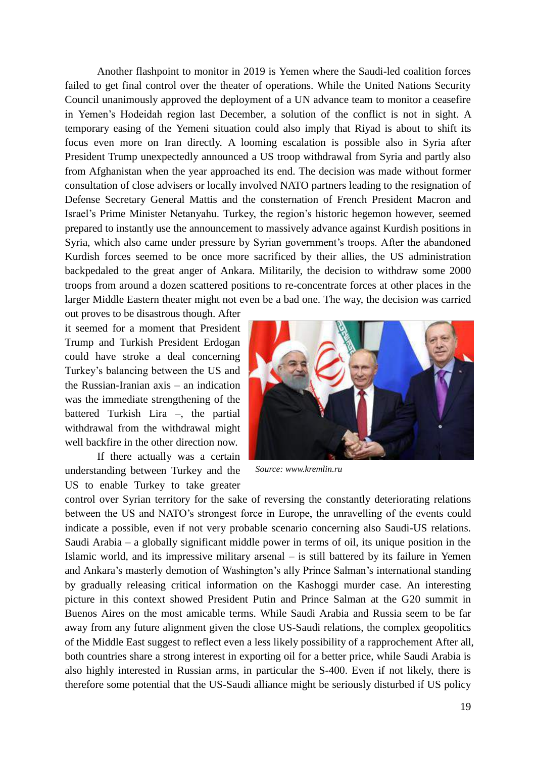Another flashpoint to monitor in 2019 is Yemen where the Saudi-led coalition forces failed to get final control over the theater of operations. While the United Nations Security Council unanimously approved the deployment of a UN advance team to monitor a ceasefire in Yemen's Hodeidah region last December, a solution of the conflict is not in sight. A temporary easing of the Yemeni situation could also imply that Riyad is about to shift its focus even more on Iran directly. A looming escalation is possible also in Syria after President Trump unexpectedly announced a US troop withdrawal from Syria and partly also from Afghanistan when the year approached its end. The decision was made without former consultation of close advisers or locally involved NATO partners leading to the resignation of Defense Secretary General Mattis and the consternation of French President Macron and Israel's Prime Minister Netanyahu. Turkey, the region's historic hegemon however, seemed prepared to instantly use the announcement to massively advance against Kurdish positions in Syria, which also came under pressure by Syrian government's troops. After the abandoned Kurdish forces seemed to be once more sacrificed by their allies, the US administration backpedaled to the great anger of Ankara. Militarily, the decision to withdraw some 2000 troops from around a dozen scattered positions to re-concentrate forces at other places in the larger Middle Eastern theater might not even be a bad one. The way, the decision was carried out proves to be disastrous though. After it seemed for a moment that President Trump and Turkish President Erdogan could have stroke a deal concerning Turkey's balancing between the US and the Russian-Iranian axis – an indication was the immediate strengthening of the battered Turkish Lira –, the partial withdrawal from the withdrawal might well backfire in the other direction now.

*Source: www.kremlin.ru*

If there actually was a certain understanding between Turkey and the US to enable Turkey to take greater control over Syrian territory for the sake of reversing the constantly deteriorating relations between the US and NATO's strongest force in Europe, the unravelling of the events could indicate a possible, even if not very probable scenario concerning also Saudi-US relations. Saudi Arabia – a globally significant middle power in terms of oil, its unique position in the Islamic world, and its impressive military arsenal – is still battered by its failure in Yemen and Ankara's masterly demotion of Washington's ally Prince Salman's international standing by gradually releasing critical information on the Kashoggi murder case. An interesting picture in this context showed President Putin and Prince Salman at the G20 summit in Buenos Aires on the most amicable terms. While Saudi Arabia and Russia seem to be far away from any future alignment given the close US-Saudi relations, the complex geopolitics of the Middle East suggest to reflect even a less likely possibility of a rapprochement After all, both countries share a strong interest in exporting oil for a better price, while Saudi Arabia is also highly interested in Russian arms, in particular the S-400. Even if not likely, there is therefore some potential that the US-Saudi alliance might be seriously disturbed if US policy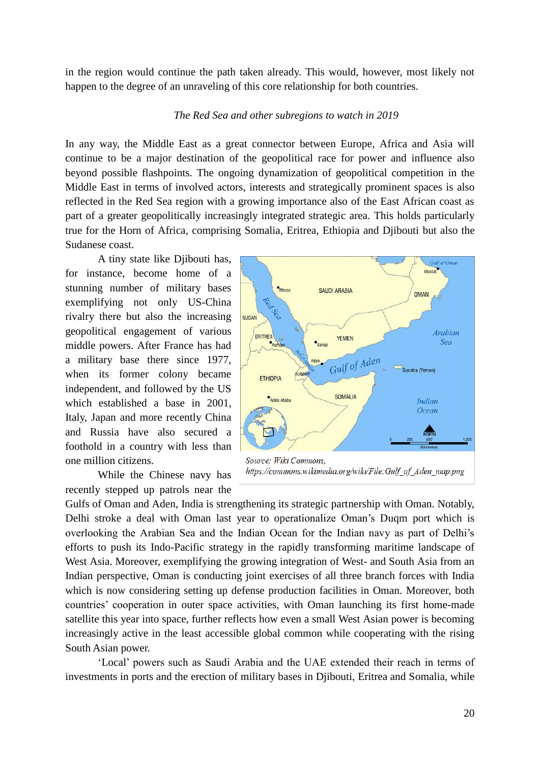in the region would continue the path taken already. This would, however, most likely not happen to the degree of an unraveling of this core relationship for both countries.

*The Red Sea and other subregions to watch in 2019*

In any way, the Middle East as a great connector between Europe, Africa and Asia will continue to be a major destination of the geopolitical race for power and influence also beyond possible flashpoints. The ongoing dynamization of geopolitical competition in the Middle East in terms of involved actors, interests and strategically prominent spaces is also reflected in the Red Sea region with a growing importance also of the East African coast as part of a greater geopolitically increasingly integrated strategic area. This holds particularly true for the Horn of Africa, comprising Somalia, Eritrea, Ethiopia and Djibouti but also the Sudanese coast.

A tiny state like Djibouti has, for instance, become home of a stunning number of military bases exemplifying not only US-China rivalry there but also the increasing geopolitical engagement of various middle powers. After France has had a military base there since 1977, when its former colony became independent, and followed by the US which established a base in 2001, Italy, Japan and more recently China and Russia have also secured a foothold in a country with less than one million citizens.

Source: Wiki Commons, https://commons.wikimedia.org/wiki/File:Gulf_of_Aden_map.png

While the Chinese navy has recently stepped up patrols near the Gulfs of Oman and Aden, India is strengthening its strategic partnership with Oman. Notably, Delhi stroke a deal with Oman last year to operationalize Oman's Duqm port which is overlooking the Arabian Sea and the Indian Ocean for the Indian navy as part of Delhi's efforts to push its Indo-Pacific strategy in the rapidly transforming maritime landscape of West Asia. Moreover, exemplifying the growing integration of West- and South Asia from an Indian perspective, Oman is conducting joint exercises of all three branch forces with India which is now considering setting up defense production facilities in Oman. Moreover, both countries' cooperation in outer space activities, with Oman launching its first home-made satellite this year into space, further reflects how even a small West Asian power is becoming increasingly active in the least accessible global common while cooperating with the rising South Asian power.

'Local' powers such as Saudi Arabia and the UAE extended their reach in terms of investments in ports and the erection of military bases in Djibouti, Eritrea and Somalia, while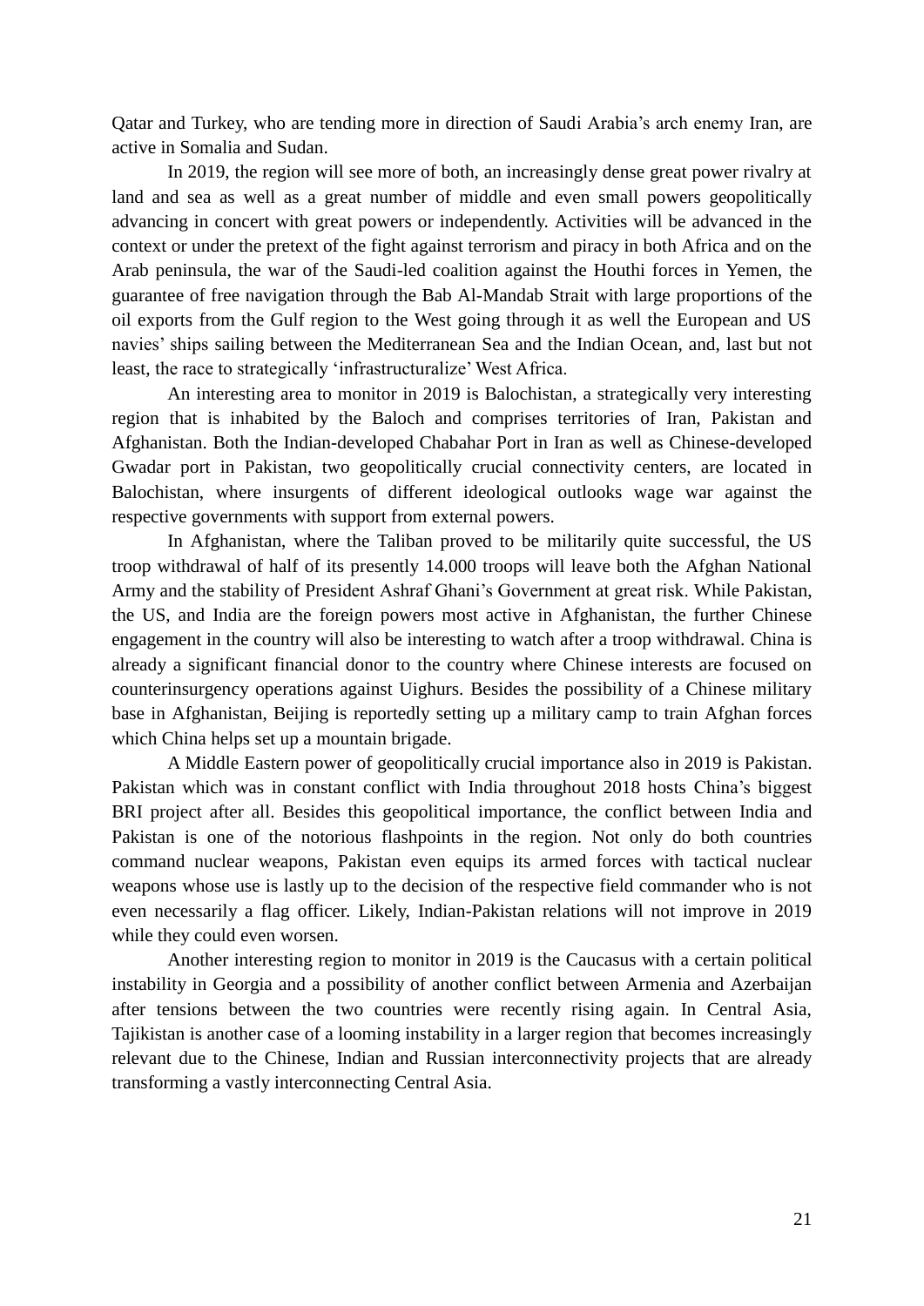Qatar and Turkey, who are tending more in direction of Saudi Arabia's arch enemy Iran, are active in Somalia and Sudan.

In 2019, the region will see more of both, an increasingly dense great power rivalry at land and sea as well as a great number of middle and even small powers geopolitically advancing in concert with great powers or independently. Activities will be advanced in the context or under the pretext of the fight against terrorism and piracy in both Africa and on the Arab peninsula, the war of the Saudi-led coalition against the Houthi forces in Yemen, the guarantee of free navigation through the Bab Al-Mandab Strait with large proportions of the oil exports from the Gulf region to the West going through it as well the European and US navies' ships sailing between the Mediterranean Sea and the Indian Ocean, and, last but not least, the race to strategically 'infrastructuralize' West Africa.

An interesting area to monitor in 2019 is Balochistan, a strategically very interesting region that is inhabited by the Baloch and comprises territories of Iran, Pakistan and Afghanistan. Both the Indian-developed Chabahar Port in Iran as well as Chinese-developed Gwadar port in Pakistan, two geopolitically crucial connectivity centers, are located in Balochistan, where insurgents of different ideological outlooks wage war against the respective governments with support from external powers.

In Afghanistan, where the Taliban proved to be militarily quite successful, the US troop withdrawal of half of its presently 14.000 troops will leave both the Afghan National Army and the stability of President Ashraf Ghani's Government at great risk. While Pakistan, the US, and India are the foreign powers most active in Afghanistan, the further Chinese engagement in the country will also be interesting to watch after a troop withdrawal. China is already a significant financial donor to the country where Chinese interests are focused on counterinsurgency operations against Uighurs. Besides the possibility of a Chinese military base in Afghanistan, Beijing is reportedly setting up a military camp to train Afghan forces which China helps set up a mountain brigade.

A Middle Eastern power of geopolitically crucial importance also in 2019 is Pakistan. Pakistan which was in constant conflict with India throughout 2018 hosts China's biggest BRI project after all. Besides this geopolitical importance, the conflict between India and Pakistan is one of the notorious flashpoints in the region. Not only do both countries command nuclear weapons, Pakistan even equips its armed forces with tactical nuclear weapons whose use is lastly up to the decision of the respective field commander who is not even necessarily a flag officer. Likely, Indian-Pakistan relations will not improve in 2019 while they could even worsen.

Another interesting region to monitor in 2019 is the Caucasus with a certain political instability in Georgia and a possibility of another conflict between Armenia and Azerbaijan after tensions between the two countries were recently rising again. In Central Asia, Tajikistan is another case of a looming instability in a larger region that becomes increasingly relevant due to the Chinese, Indian and Russian interconnectivity projects that are already transforming a vastly interconnecting Central Asia.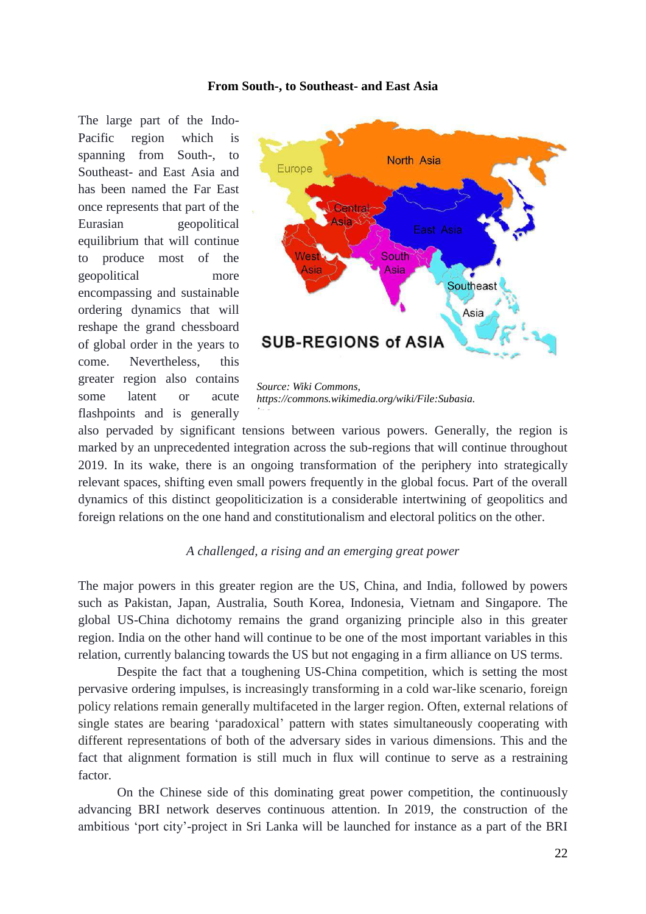### From South-, to Southeast- and East Asia

The large part of the Indo-Pacific region which is spanning from South-, to Southeast- and East Asia and has been named the Far East once represents that part of the Eurasian geopolitical equilibrium that will continue to produce most of the geopolitical more encompassing and sustainable ordering dynamics that will reshape the grand chessboard of global order in the years to come. Nevertheless, this greater region also contains some latent or acute flashpoints and is generally also pervaded by significant tensions between various powers. Generally, the region is marked by an unprecedented integration across the sub-regions that will continue throughout 2019. In its wake, there is an ongoing transformation of the periphery into strategically relevant spaces, shifting even small powers frequently in the global focus. Part of the overall dynamics of this distinct geopoliticization is a considerable intertwining of geopolitics and foreign relations on the one hand and constitutionalism and electoral politics on the other.

*Source: Wiki Commons, https://commons.wikimedia.org/wiki/File:Subasia.*

*A challenged, a rising and an emerging great power*

The major powers in this greater region are the US, China, and India, followed by powers such as Pakistan, Japan, Australia, South Korea, Indonesia, Vietnam and Singapore. The global US-China dichotomy remains the grand organizing principle also in this greater region. India on the other hand will continue to be one of the most important variables in this relation, currently balancing towards the US but not engaging in a firm alliance on US terms.

Despite the fact that a toughening US-China competition, which is setting the most pervasive ordering impulses, is increasingly transforming in a cold war-like scenario, foreign policy relations remain generally multifaceted in the larger region. Often, external relations of single states are bearing 'paradoxical' pattern with states simultaneously cooperating with different representations of both of the adversary sides in various dimensions. This and the fact that alignment formation is still much in flux will continue to serve as a restraining factor.

On the Chinese side of this dominating great power competition, the continuously advancing BRI network deserves continuous attention. In 2019, the construction of the ambitious 'port city'-project in Sri Lanka will be launched for instance as a part of the BRI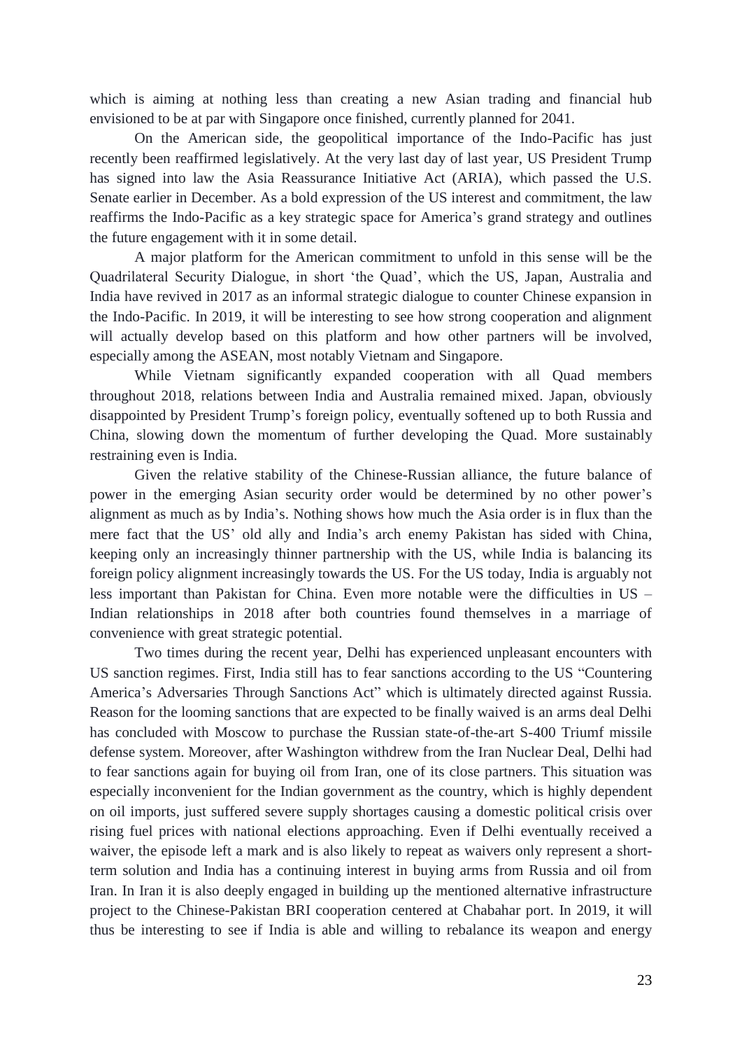which is aiming at nothing less than creating a new Asian trading and financial hub envisioned to be at par with Singapore once finished, currently planned for 2041.

On the American side, the geopolitical importance of the Indo-Pacific has just recently been reaffirmed legislatively. At the very last day of last year, US President Trump has signed into law the Asia Reassurance Initiative Act (ARIA), which passed the U.S. Senate earlier in December. As a bold expression of the US interest and commitment, the law reaffirms the Indo-Pacific as a key strategic space for America's grand strategy and outlines the future engagement with it in some detail.

A major platform for the American commitment to unfold in this sense will be the Quadrilateral Security Dialogue, in short 'the Quad', which the US, Japan, Australia and India have revived in 2017 as an informal strategic dialogue to counter Chinese expansion in the Indo-Pacific. In 2019, it will be interesting to see how strong cooperation and alignment will actually develop based on this platform and how other partners will be involved, especially among the ASEAN, most notably Vietnam and Singapore.

While Vietnam significantly expanded cooperation with all Quad members throughout 2018, relations between India and Australia remained mixed. Japan, obviously disappointed by President Trump's foreign policy, eventually softened up to both Russia and China, slowing down the momentum of further developing the Quad. More sustainably restraining even is India.

Given the relative stability of the Chinese-Russian alliance, the future balance of power in the emerging Asian security order would be determined by no other power's alignment as much as by India's. Nothing shows how much the Asia order is in flux than the mere fact that the US' old ally and India's arch enemy Pakistan has sided with China, keeping only an increasingly thinner partnership with the US, while India is balancing its foreign policy alignment increasingly towards the US. For the US today, India is arguably not less important than Pakistan for China. Even more notable were the difficulties in US – Indian relationships in 2018 after both countries found themselves in a marriage of convenience with great strategic potential.

Two times during the recent year, Delhi has experienced unpleasant encounters with US sanction regimes. First, India still has to fear sanctions according to the US "Countering America's Adversaries Through Sanctions Act" which is ultimately directed against Russia. Reason for the looming sanctions that are expected to be finally waived is an arms deal Delhi has concluded with Moscow to purchase the Russian state-of-the-art S-400 Triumf missile defense system. Moreover, after Washington withdrew from the Iran Nuclear Deal, Delhi had to fear sanctions again for buying oil from Iran, one of its close partners. This situation was especially inconvenient for the Indian government as the country, which is highly dependent on oil imports, just suffered severe supply shortages causing a domestic political crisis over rising fuel prices with national elections approaching. Even if Delhi eventually received a waiver, the episode left a mark and is also likely to repeat as waivers only represent a short-term solution and India has a continuing interest in buying arms from Russia and oil from Iran. In Iran it is also deeply engaged in building up the mentioned alternative infrastructure project to the Chinese-Pakistan BRI cooperation centered at Chabahar port. In 2019, it will thus be interesting to see if India is able and willing to rebalance its weapon and energy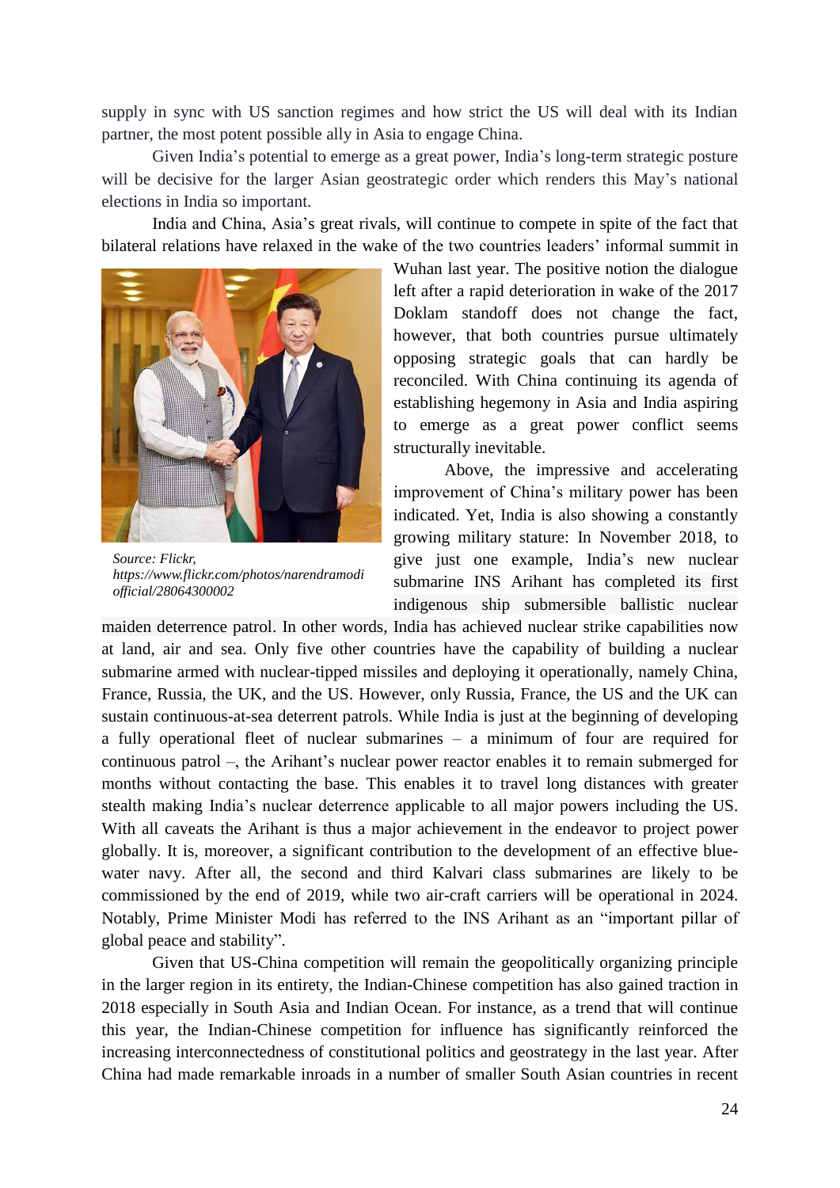supply in sync with US sanction regimes and how strict the US will deal with its Indian partner, the most potent possible ally in Asia to engage China.

Given India's potential to emerge as a great power, India's long-term strategic posture will be decisive for the larger Asian geostrategic order which renders this May's national elections in India so important.

India and China, Asia's great rivals, will continue to compete in spite of the fact that bilateral relations have relaxed in the wake of the two countries leaders' informal summit in Wuhan last year. The positive notion the dialogue left after a rapid deterioration in wake of the 2017 Doklam standoff does not change the fact, however, that both countries pursue ultimately opposing strategic goals that can hardly be reconciled. With China continuing its agenda of establishing hegemony in Asia and India aspiring to emerge as a great power conflict seems structurally inevitable.

*Source: Flickr, https://www.flickr.com/photos/narendramodiofficial/28064300002*

Above, the impressive and accelerating improvement of China's military power has been indicated. Yet, India is also showing a constantly growing military stature: In November 2018, to give just one example, India's new nuclear submarine INS Arihant has completed its first indigenous ship submersible ballistic nuclear maiden deterrence patrol. In other words, India has achieved nuclear strike capabilities now at land, air and sea. Only five other countries have the capability of building a nuclear submarine armed with nuclear-tipped missiles and deploying it operationally, namely China, France, Russia, the UK, and the US. However, only Russia, France, the US and the UK can sustain continuous-at-sea deterrent patrols. While India is just at the beginning of developing a fully operational fleet of nuclear submarines – a minimum of four are required for continuous patrol –, the Arihant's nuclear power reactor enables it to remain submerged for months without contacting the base. This enables it to travel long distances with greater stealth making India's nuclear deterrence applicable to all major powers including the US. With all caveats the Arihant is thus a major achievement in the endeavor to project power globally. It is, moreover, a significant contribution to the development of an effective blue-water navy. After all, the second and third Kalvari class submarines are likely to be commissioned by the end of 2019, while two air-craft carriers will be operational in 2024. Notably, Prime Minister Modi has referred to the INS Arihant as an "important pillar of global peace and stability".

Given that US-China competition will remain the geopolitically organizing principle in the larger region in its entirety, the Indian-Chinese competition has also gained traction in 2018 especially in South Asia and Indian Ocean. For instance, as a trend that will continue this year, the Indian-Chinese competition for influence has significantly reinforced the increasing interconnectedness of constitutional politics and geostrategy in the last year. After China had made remarkable inroads in a number of smaller South Asian countries in recent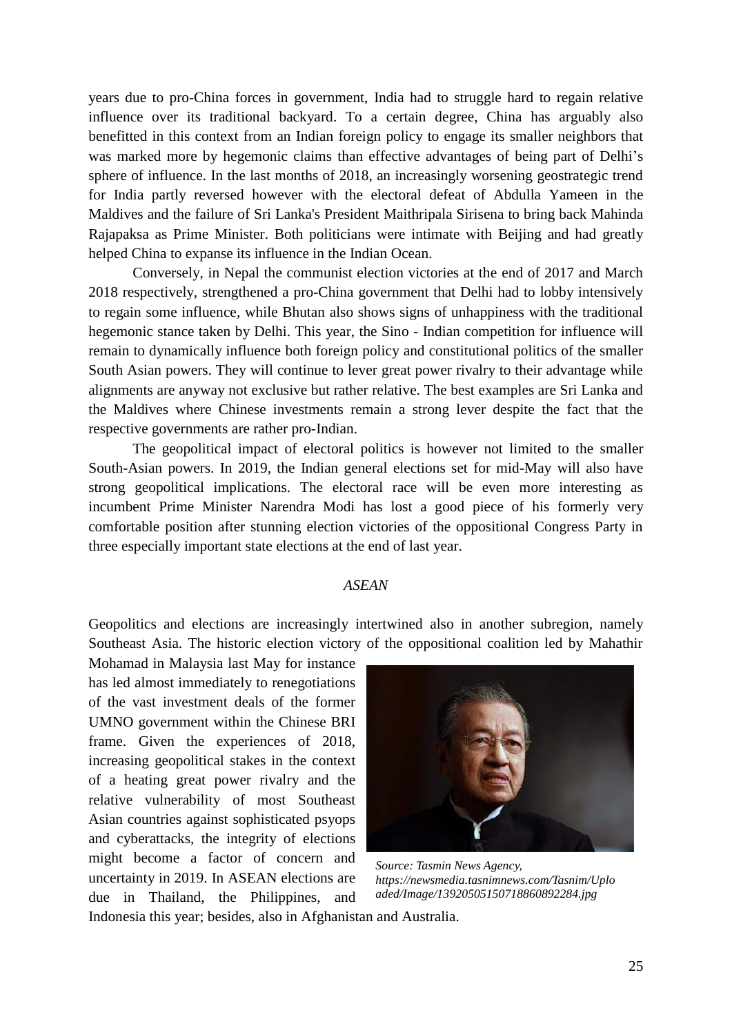years due to pro-China forces in government, India had to struggle hard to regain relative influence over its traditional backyard. To a certain degree, China has arguably also benefitted in this context from an Indian foreign policy to engage its smaller neighbors that was marked more by hegemonic claims than effective advantages of being part of Delhi's sphere of influence. In the last months of 2018, an increasingly worsening geostrategic trend for India partly reversed however with the electoral defeat of Abdulla Yameen in the Maldives and the failure of Sri Lanka's President Maithripala Sirisena to bring back Mahinda Rajapaksa as Prime Minister. Both politicians were intimate with Beijing and had greatly helped China to expanse its influence in the Indian Ocean.

Conversely, in Nepal the communist election victories at the end of 2017 and March 2018 respectively, strengthened a pro-China government that Delhi had to lobby intensively to regain some influence, while Bhutan also shows signs of unhappiness with the traditional hegemonic stance taken by Delhi. This year, the Sino - Indian competition for influence will remain to dynamically influence both foreign policy and constitutional politics of the smaller South Asian powers. They will continue to lever great power rivalry to their advantage while alignments are anyway not exclusive but rather relative. The best examples are Sri Lanka and the Maldives where Chinese investments remain a strong lever despite the fact that the respective governments are rather pro-Indian.

The geopolitical impact of electoral politics is however not limited to the smaller South-Asian powers. In 2019, the Indian general elections set for mid-May will also have strong geopolitical implications. The electoral race will be even more interesting as incumbent Prime Minister Narendra Modi has lost a good piece of his formerly very comfortable position after stunning election victories of the oppositional Congress Party in three especially important state elections at the end of last year.

*ASEAN*

Geopolitics and elections are increasingly intertwined also in another subregion, namely Southeast Asia. The historic election victory of the oppositional coalition led by Mahathir Mohamad in Malaysia last May for instance has led almost immediately to renegotiations of the vast investment deals of the former UMNO government within the Chinese BRI frame. Given the experiences of 2018, increasing geopolitical stakes in the context of a heating great power rivalry and the relative vulnerability of most Southeast Asian countries against sophisticated psyops and cyberattacks, the integrity of elections might become a factor of concern and uncertainty in 2019. In ASEAN elections are due in Thailand, the Philippines, and Indonesia this year; besides, also in Afghanistan and Australia.

*Source: Tasmin News Agency, https://newsmedia.tasnimnews.com/Tasnim/Uploaded/Image/139205051507188608922 84.jpg*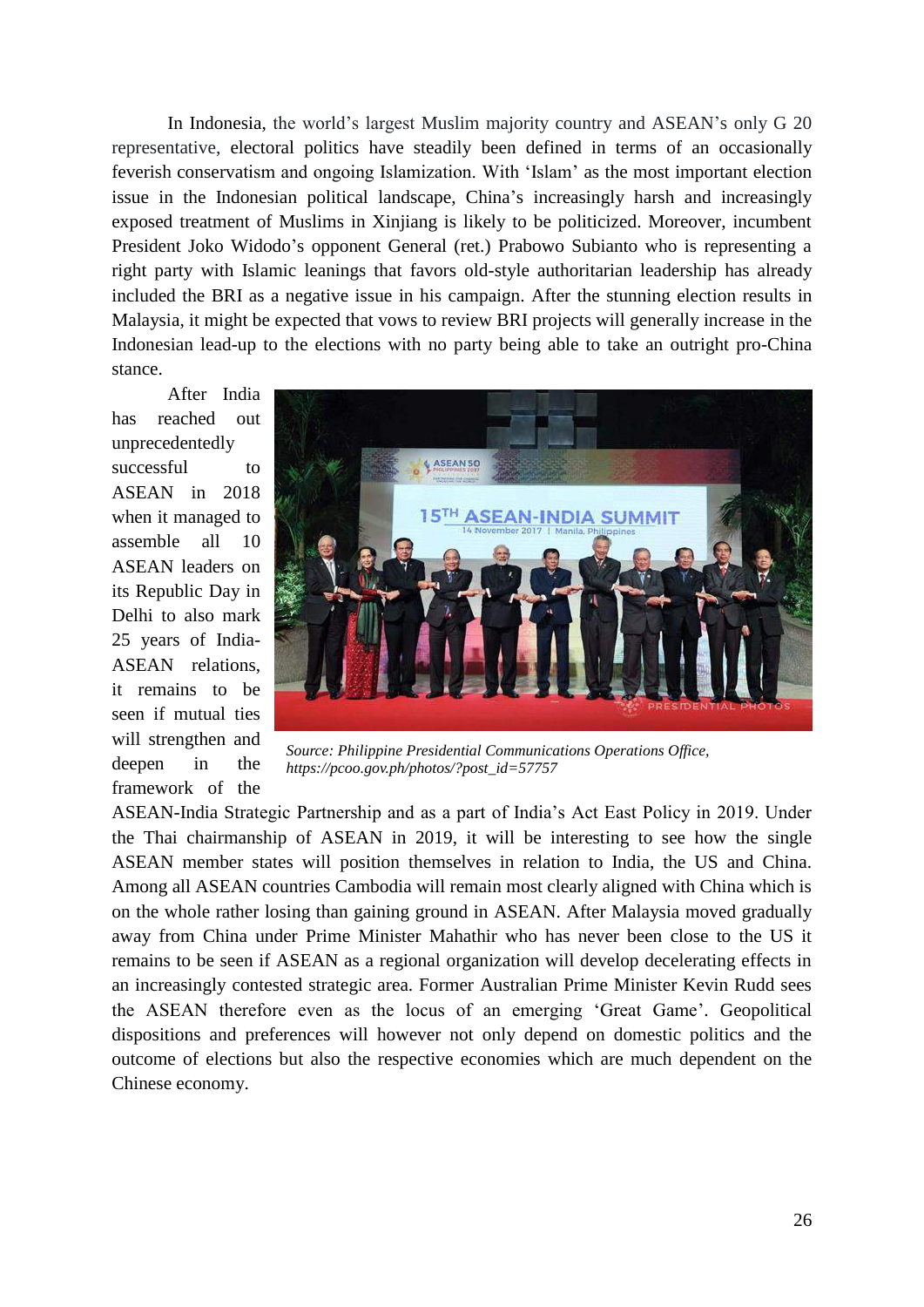In Indonesia, the world's largest Muslim majority country and ASEAN's only G 20 representative, electoral politics have steadily been defined in terms of an occasionally feverish conservatism and ongoing Islamization. With 'Islam' as the most important election issue in the Indonesian political landscape, China's increasingly harsh and increasingly exposed treatment of Muslims in Xinjiang is likely to be politicized. Moreover, incumbent President Joko Widodo's opponent General (ret.) Prabowo Subianto who is representing a right party with Islamic leanings that favors old-style authoritarian leadership has already included the BRI as a negative issue in his campaign. After the stunning election results in Malaysia, it might be expected that vows to review BRI projects will generally increase in the Indonesian lead-up to the elections with no party being able to take an outright pro-China stance.

*Source: Philippine Presidential Communications Operations Office, https://pcoo.gov.ph/photos/?post_id=57757*

After India has reached out unprecedentedly successful to ASEAN in 2018 when it managed to assemble all 10 ASEAN leaders on its Republic Day in Delhi to also mark 25 years of India-ASEAN relations, it remains to be seen if mutual ties will strengthen and deepen in the framework of the ASEAN-India Strategic Partnership and as a part of India's Act East Policy in 2019. Under the Thai chairmanship of ASEAN in 2019, it will be interesting to see how the single ASEAN member states will position themselves in relation to India, the US and China. Among all ASEAN countries Cambodia will remain most clearly aligned with China which is on the whole rather losing than gaining ground in ASEAN. After Malaysia moved gradually away from China under Prime Minister Mahathir who has never been close to the US it remains to be seen if ASEAN as a regional organization will develop decelerating effects in an increasingly contested strategic area. Former Australian Prime Minister Kevin Rudd sees the ASEAN therefore even as the locus of an emerging 'Great Game'. Geopolitical dispositions and preferences will however not only depend on domestic politics and the outcome of elections but also the respective economies which are much dependent on the Chinese economy.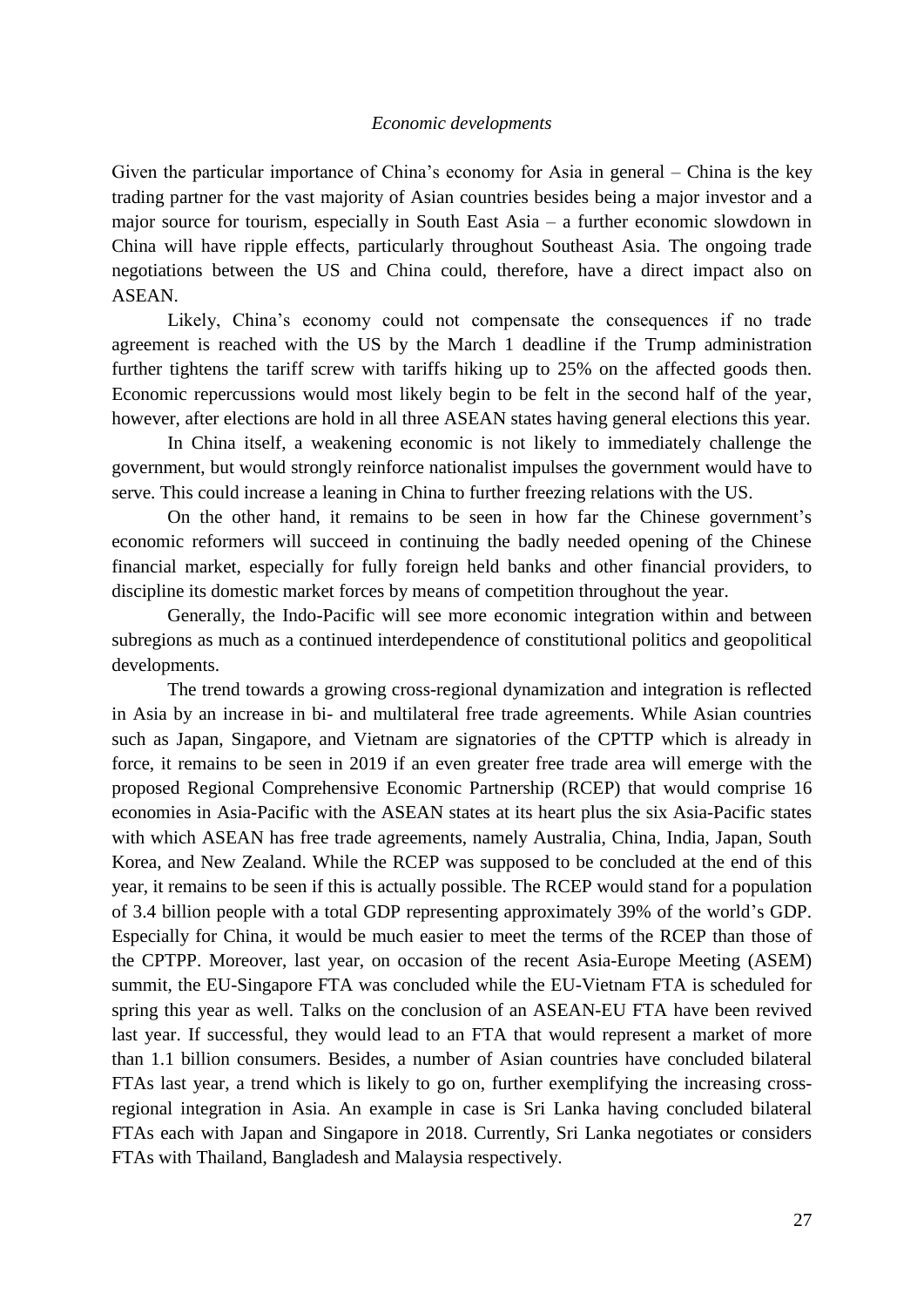*Economic developments*

Given the particular importance of China's economy for Asia in general – China is the key trading partner for the vast majority of Asian countries besides being a major investor and a major source for tourism, especially in South East Asia – a further economic slowdown in China will have ripple effects, particularly throughout Southeast Asia. The ongoing trade negotiations between the US and China could, therefore, have a direct impact also on ASEAN.

Likely, China's economy could not compensate the consequences if no trade agreement is reached with the US by the March 1 deadline if the Trump administration further tightens the tariff screw with tariffs hiking up to 25% on the affected goods then. Economic repercussions would most likely begin to be felt in the second half of the year, however, after elections are hold in all three ASEAN states having general elections this year.

In China itself, a weakening economic is not likely to immediately challenge the government, but would strongly reinforce nationalist impulses the government would have to serve. This could increase a leaning in China to further freezing relations with the US.

On the other hand, it remains to be seen in how far the Chinese government's economic reformers will succeed in continuing the badly needed opening of the Chinese financial market, especially for fully foreign held banks and other financial providers, to discipline its domestic market forces by means of competition throughout the year.

Generally, the Indo-Pacific will see more economic integration within and between subregions as much as a continued interdependence of constitutional politics and geopolitical developments.

The trend towards a growing cross-regional dynamization and integration is reflected in Asia by an increase in bi- and multilateral free trade agreements. While Asian countries such as Japan, Singapore, and Vietnam are signatories of the CPTTP which is already in force, it remains to be seen in 2019 if an even greater free trade area will emerge with the proposed Regional Comprehensive Economic Partnership (RCEP) that would comprise 16 economies in Asia-Pacific with the ASEAN states at its heart plus the six Asia-Pacific states with which ASEAN has free trade agreements, namely Australia, China, India, Japan, South Korea, and New Zealand. While the RCEP was supposed to be concluded at the end of this year, it remains to be seen if this is actually possible. The RCEP would stand for a population of 3.4 billion people with a total GDP representing approximately 39% of the world's GDP. Especially for China, it would be much easier to meet the terms of the RCEP than those of the CPTPP. Moreover, last year, on occasion of the recent Asia-Europe Meeting (ASEM) summit, the EU-Singapore FTA was concluded while the EU-Vietnam FTA is scheduled for spring this year as well. Talks on the conclusion of an ASEAN-EU FTA have been revived last year. If successful, they would lead to an FTA that would represent a market of more than 1.1 billion consumers. Besides, a number of Asian countries have concluded bilateral FTAs last year, a trend which is likely to go on, further exemplifying the increasing cross-regional integration in Asia. An example in case is Sri Lanka having concluded bilateral FTAs each with Japan and Singapore in 2018. Currently, Sri Lanka negotiates or considers FTAs with Thailand, Bangladesh and Malaysia respectively.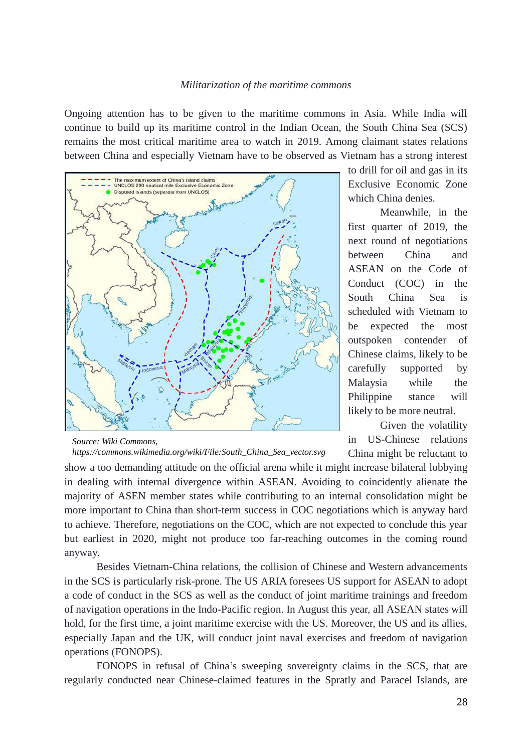*Militarization of the maritime commons*

Ongoing attention has to be given to the maritime commons in Asia. While India will continue to build up its maritime control in the Indian Ocean, the South China Sea (SCS) remains the most critical maritime area to watch in 2019. Among claimant states relations between China and especially Vietnam have to be observed as Vietnam has a strong interest to drill for oil and gas in its Exclusive Economic Zone which China denies.

Source: Wiki Commons, *https://commons.wikimedia.org/wiki/File:South_China_Sea_vector.svg*

Meanwhile, in the first quarter of 2019, the next round of negotiations between China and ASEAN on the Code of Conduct (COC) in the South China Sea is scheduled with Vietnam to be expected the most outspoken contender of Chinese claims, likely to be carefully supported by Malaysia while the Philippine stance will likely to be more neutral.

Given the volatility in US-Chinese relations China might be reluctant to show a too demanding attitude on the official arena while it might increase bilateral lobbying in dealing with internal divergence within ASEAN. Avoiding to coincidently alienate the majority of ASEN member states while contributing to an internal consolidation might be more important to China than short-term success in COC negotiations which is anyway hard to achieve. Therefore, negotiations on the COC, which are not expected to conclude this year but earliest in 2020, might not produce too far-reaching outcomes in the coming round anyway.

Besides Vietnam-China relations, the collision of Chinese and Western advancements in the SCS is particularly risk-prone. The US ARIA foresees US support for ASEAN to adopt a code of conduct in the SCS as well as the conduct of joint maritime trainings and freedom of navigation operations in the Indo-Pacific region. In August this year, all ASEAN states will hold, for the first time, a joint maritime exercise with the US. Moreover, the US and its allies, especially Japan and the UK, will conduct joint naval exercises and freedom of navigation operations (FONOPS).

FONOPS in refusal of China's sweeping sovereignty claims in the SCS, that are regularly conducted near Chinese-claimed features in the Spratly and Paracel Islands, are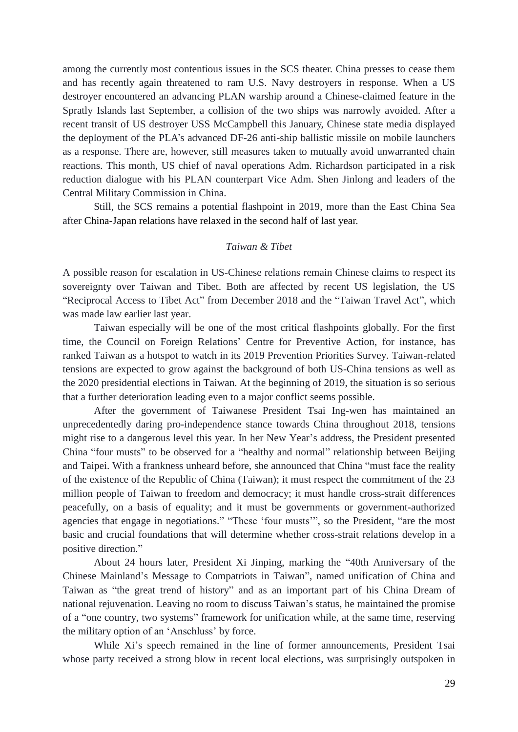among the currently most contentious issues in the SCS theater. China presses to cease them and has recently again threatened to ram U.S. Navy destroyers in response. When a US destroyer encountered an advancing PLAN warship around a Chinese-claimed feature in the Spratly Islands last September, a collision of the two ships was narrowly avoided. After a recent transit of US destroyer USS McCampbell this January, Chinese state media displayed the deployment of the PLA's advanced DF-26 anti-ship ballistic missile on mobile launchers as a response. There are, however, still measures taken to mutually avoid unwarranted chain reactions. This month, US chief of naval operations Adm. Richardson participated in a risk reduction dialogue with his PLAN counterpart Vice Adm. Shen Jinlong and leaders of the Central Military Commission in China.

Still, the SCS remains a potential flashpoint in 2019, more than the East China Sea after China-Japan relations have relaxed in the second half of last year.

*Taiwan & Tibet*

A possible reason for escalation in US-Chinese relations remain Chinese claims to respect its sovereignty over Taiwan and Tibet. Both are affected by recent US legislation, the US "Reciprocal Access to Tibet Act" from December 2018 and the "Taiwan Travel Act", which was made law earlier last year.

Taiwan especially will be one of the most critical flashpoints globally. For the first time, the Council on Foreign Relations' Centre for Preventive Action, for instance, has ranked Taiwan as a hotspot to watch in its 2019 Prevention Priorities Survey. Taiwan-related tensions are expected to grow against the background of both US-China tensions as well as the 2020 presidential elections in Taiwan. At the beginning of 2019, the situation is so serious that a further deterioration leading even to a major conflict seems possible.

After the government of Taiwanese President Tsai Ing-wen has maintained an unprecedentedly daring pro-independence stance towards China throughout 2018, tensions might rise to a dangerous level this year. In her New Year's address, the President presented China "four musts" to be observed for a "healthy and normal" relationship between Beijing and Taipei. With a frankness unheard before, she announced that China "must face the reality of the existence of the Republic of China (Taiwan); it must respect the commitment of the 23 million people of Taiwan to freedom and democracy; it must handle cross-strait differences peacefully, on a basis of equality; and it must be governments or government-authorized agencies that engage in negotiations." "These 'four musts'", so the President, "are the most basic and crucial foundations that will determine whether cross-strait relations develop in a positive direction."

About 24 hours later, President Xi Jinping, marking the "40th Anniversary of the Chinese Mainland's Message to Compatriots in Taiwan", named unification of China and Taiwan as "the great trend of history" and as an important part of his China Dream of national rejuvenation. Leaving no room to discuss Taiwan's status, he maintained the promise of a "one country, two systems" framework for unification while, at the same time, reserving the military option of an 'Anschluss' by force.

While Xi's speech remained in the line of former announcements, President Tsai whose party received a strong blow in recent local elections, was surprisingly outspoken in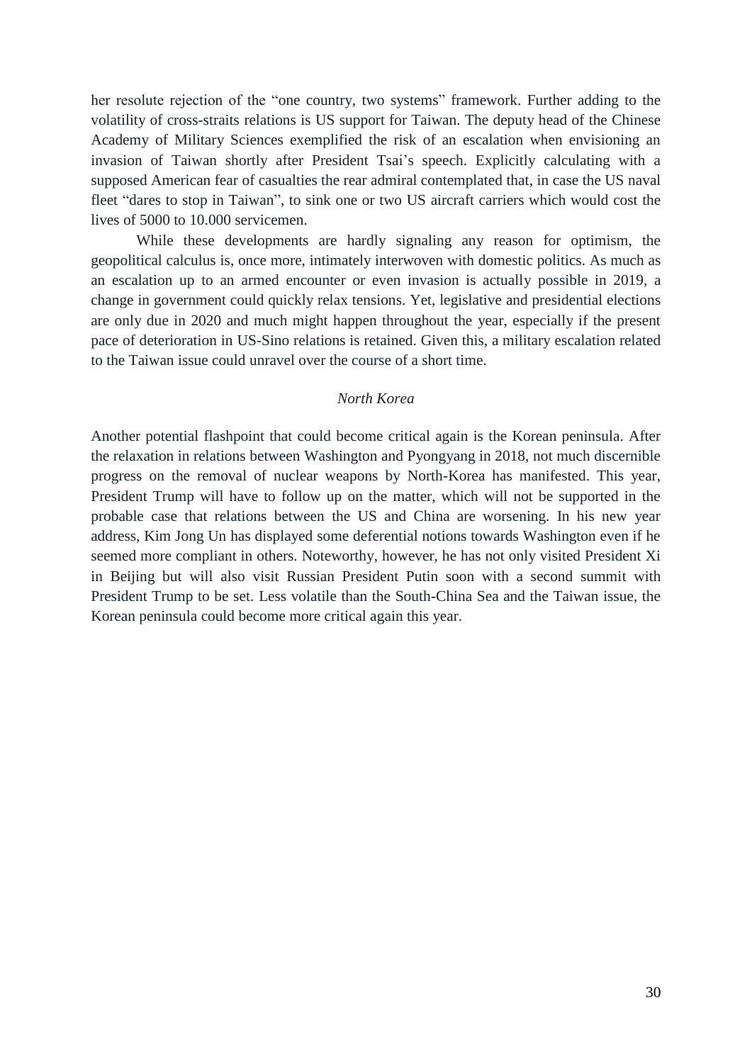her resolute rejection of the "one country, two systems" framework. Further adding to the volatility of cross-straits relations is US support for Taiwan. The deputy head of the Chinese Academy of Military Sciences exemplified the risk of an escalation when envisioning an invasion of Taiwan shortly after President Tsai's speech. Explicitly calculating with a supposed American fear of casualties the rear admiral contemplated that, in case the US naval fleet "dares to stop in Taiwan", to sink one or two US aircraft carriers which would cost the lives of 5000 to 10.000 servicemen.

While these developments are hardly signaling any reason for optimism, the geopolitical calculus is, once more, intimately interwoven with domestic politics. As much as an escalation up to an armed encounter or even invasion is actually possible in 2019, a change in government could quickly relax tensions. Yet, legislative and presidential elections are only due in 2020 and much might happen throughout the year, especially if the present pace of deterioration in US-Sino relations is retained. Given this, a military escalation related to the Taiwan issue could unravel over the course of a short time.

*North Korea*

Another potential flashpoint that could become critical again is the Korean peninsula. After the relaxation in relations between Washington and Pyongyang in 2018, not much discernible progress on the removal of nuclear weapons by North-Korea has manifested. This year, President Trump will have to follow up on the matter, which will not be supported in the probable case that relations between the US and China are worsening. In his new year address, Kim Jong Un has displayed some deferential notions towards Washington even if he seemed more compliant in others. Noteworthy, however, he has not only visited President Xi in Beijing but will also visit Russian President Putin soon with a second summit with President Trump to be set. Less volatile than the South-China Sea and the Taiwan issue, the Korean peninsula could become more critical again this year.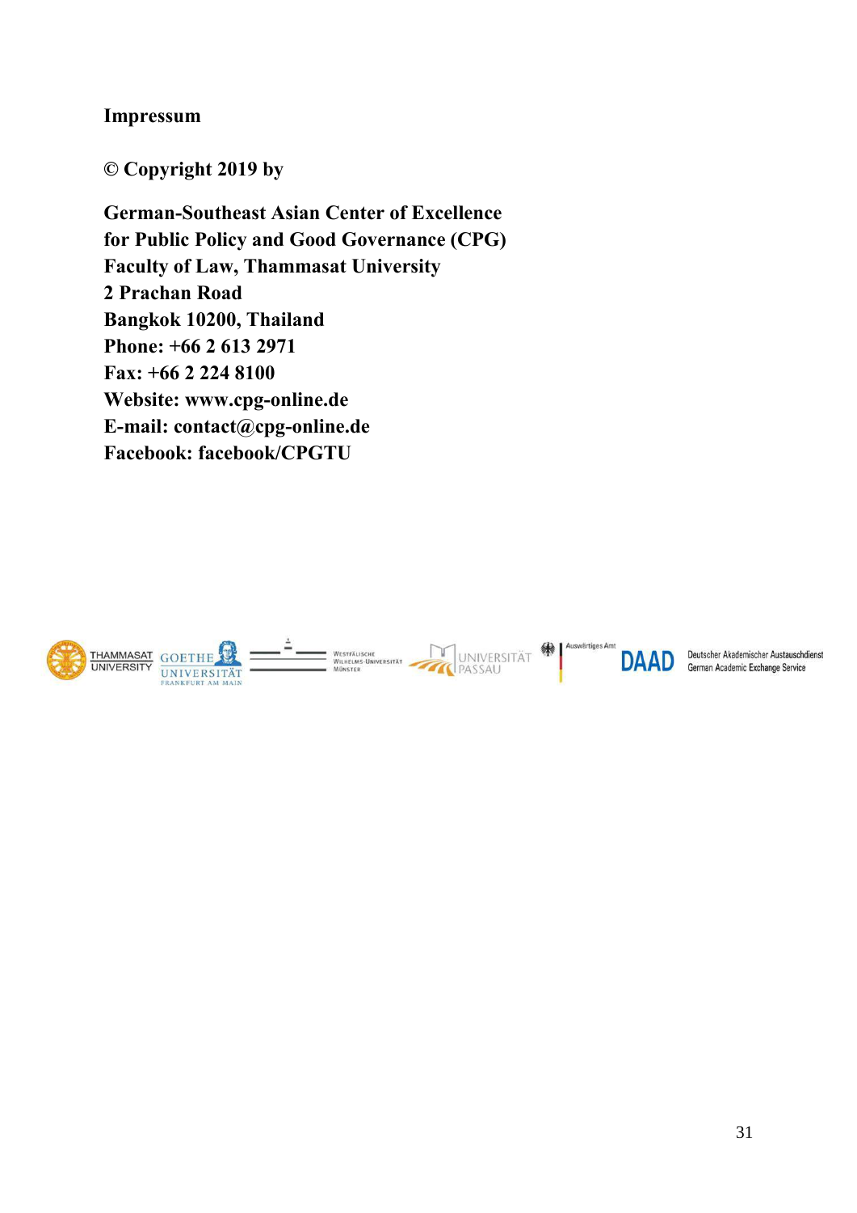**Impressum**

**© Copyright 2019 by**

**German-Southeast Asian Center of Excellence**
**for Public Policy and Good Governance (CPG)**
**Faculty of Law, Thammasat University**
**2 Prachan Road**
**Bangkok 10200, Thailand**
**Phone: +66 2 613 2971**
**Fax: +66 2 224 8100**
**Website: www.cpg-online.de**
**E-mail: contact@cpg-online.de**
**Facebook: facebook/CPGTU**

THAMMASAT UNIVERSITY
GOETHE UNIVERSITÄT FRANKFURT AM MAIN
WESTFÄLISCHE WILHELMS-UNIVERSITÄT MÜNSTER
UNIVERSITÄT PASSAU
Auswärtiges Amt
DAAD Deutscher Akademischer Austauschdienst German Academic Exchange Service